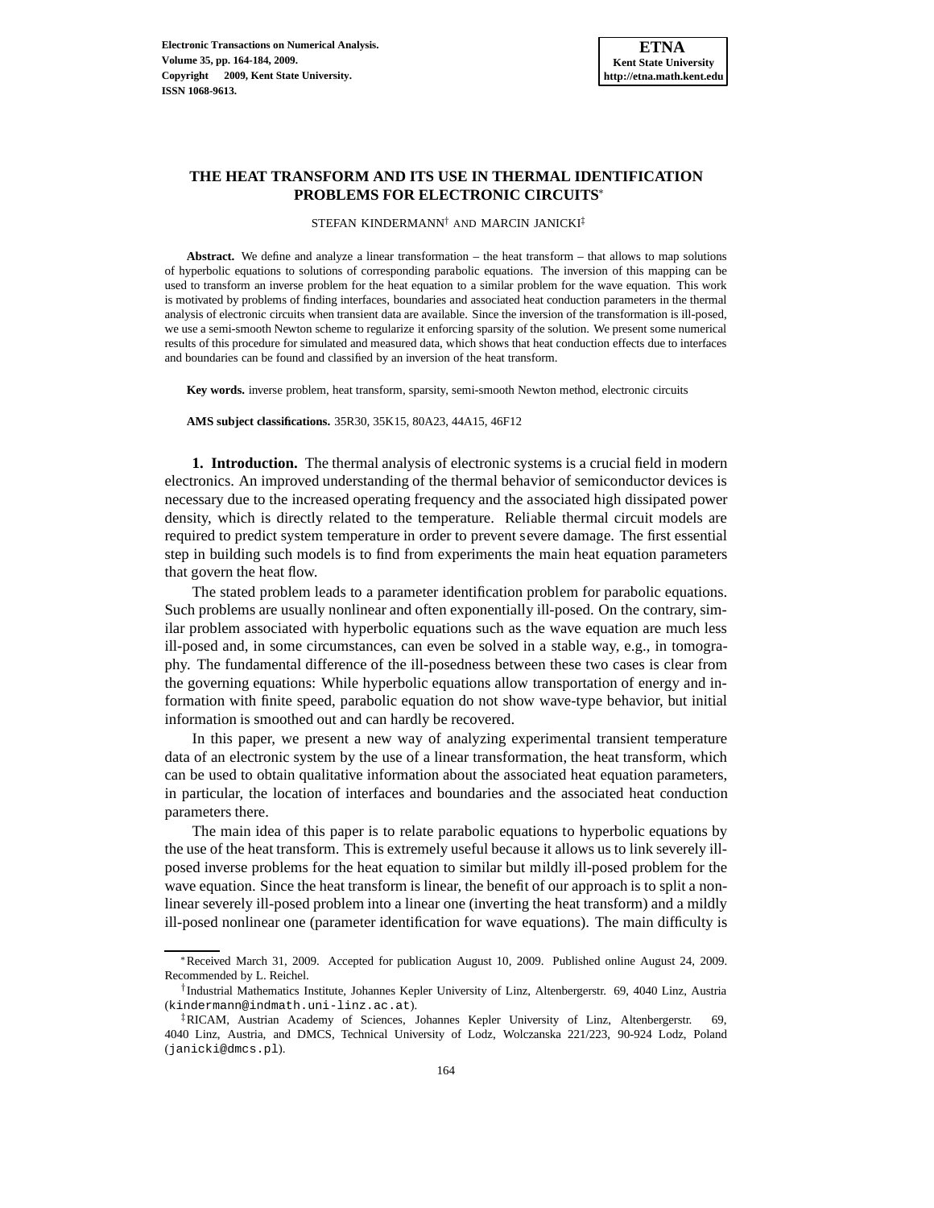# THE HEAT TRANSFORM AND ITS USE IN THERMAL IDENTIFICATION PROBLEMS FOR ELECTRONIC CIRCUITS[*]

STEFAN KINDERMANN[†] AND MARCIN JANICKI[‡]

**Abstract.** We define and analyze a linear transformation – the heat transform – that allows to map solutions of hyperbolic equations to solutions of corresponding parabolic equations. The inversion of this mapping can be used to transform an inverse problem for the heat equation to a similar problem for the wave equation. This work is motivated by problems of finding interfaces, boundaries and associated heat conduction parameters in the thermal analysis of electronic circuits when transient data are available. Since the inversion of the transformation is ill-posed, we use a semi-smooth Newton scheme to regularize it enforcing sparsity of the solution. We present some numerical results of this procedure for simulated and measured data, which shows that heat conduction effects due to interfaces and boundaries can be found and classified by an inversion of the heat transform.

**Key words.** inverse problem, heat transform, sparsity, semi-smooth Newton method, electronic circuits

**AMS subject classifications.** 35R30, 35K15, 80A23, 44A15, 46F12

## 1. Introduction.

The thermal analysis of electronic systems is a crucial field in modern electronics. An improved understanding of the thermal behavior of semiconductor devices is necessary due to the increased operating frequency and the associated high dissipated power density, which is directly related to the temperature. Reliable thermal circuit models are required to predict system temperature in order to prevent severe damage. The first essential step in building such models is to find from experiments the main heat equation parameters that govern the heat flow.

The stated problem leads to a parameter identification problem for parabolic equations. Such problems are usually nonlinear and often exponentially ill-posed. On the contrary, similar problem associated with hyperbolic equations such as the wave equation are much less ill-posed and, in some circumstances, can even be solved in a stable way, e.g., in tomography. The fundamental difference of the ill-posedness between these two cases is clear from the governing equations: While hyperbolic equations allow transportation of energy and information with finite speed, parabolic equation do not show wave-type behavior, but initial information is smoothed out and can hardly be recovered.

In this paper, we present a new way of analyzing experimental transient temperature data of an electronic system by the use of a linear transformation, the heat transform, which can be used to obtain qualitative information about the associated heat equation parameters, in particular, the location of interfaces and boundaries and the associated heat conduction parameters there.

The main idea of this paper is to relate parabolic equations to hyperbolic equations by the use of the heat transform. This is extremely useful because it allows us to link severely ill-posed inverse problems for the heat equation to similar but mildly ill-posed problem for the wave equation. Since the heat transform is linear, the benefit of our approach is to split a nonlinear severely ill-posed problem into a linear one (inverting the heat transform) and a mildly ill-posed nonlinear one (parameter identification for wave equations). The main difficulty is

---

[*] Received March 31, 2009. Accepted for publication August 10, 2009. Published online August 24, 2009. Recommended by L. Reichel.

[†] Industrial Mathematics Institute, Johannes Kepler University of Linz, Altenbergerstr. 69, 4040 Linz, Austria (kindermann@indmath.uni-linz.ac.at).

[‡] RICAM, Austrian Academy of Sciences, Johannes Kepler University of Linz, Altenbergerstr. 69, 4040 Linz, Austria, and DMCS, Technical University of Lodz, Wolczanska 221/223, 90-924 Lodz, Poland (janicki@dmcs.pl).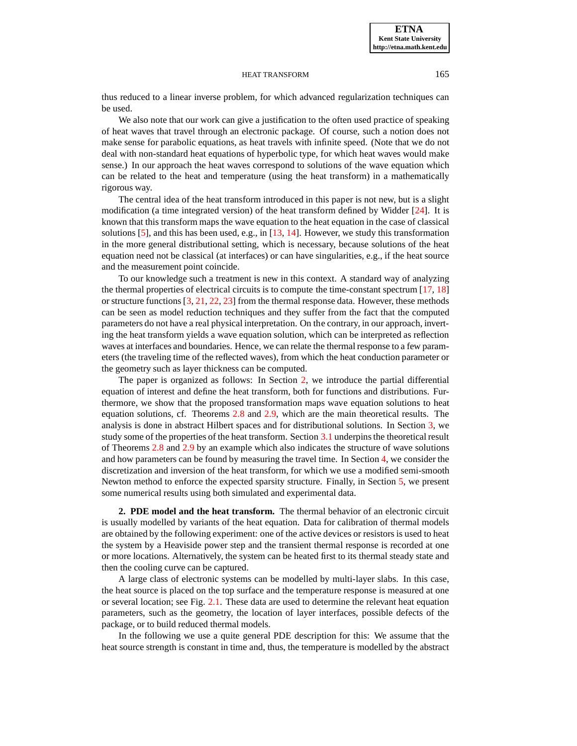thus reduced to a linear inverse problem, for which advanced regularization techniques can be used.

We also note that our work can give a justification to the often used practice of speaking of heat waves that travel through an electronic package. Of course, such a notion does not make sense for parabolic equations, as heat travels with infinite speed. (Note that we do not deal with non-standard heat equations of hyperbolic type, for which heat waves would make sense.) In our approach the heat waves correspond to solutions of the wave equation which can be related to the heat and temperature (using the heat transform) in a mathematically rigorous way.

The central idea of the heat transform introduced in this paper is not new, but is a slight modification (a time integrated version) of the heat transform defined by Widder [24]. It is known that this transform maps the wave equation to the heat equation in the case of classical solutions [5], and this has been used, e.g., in [13, 14]. However, we study this transformation in the more general distributional setting, which is necessary, because solutions of the heat equation need not be classical (at interfaces) or can have singularities, e.g., if the heat source and the measurement point coincide.

To our knowledge such a treatment is new in this context. A standard way of analyzing the thermal properties of electrical circuits is to compute the time-constant spectrum [17, 18] or structure functions [3, 21, 22, 23] from the thermal response data. However, these methods can be seen as model reduction techniques and they suffer from the fact that the computed parameters do not have a real physical interpretation. On the contrary, in our approach, inverting the heat transform yields a wave equation solution, which can be interpreted as reflection waves at interfaces and boundaries. Hence, we can relate the thermal response to a few parameters (the traveling time of the reflected waves), from which the heat conduction parameter or the geometry such as layer thickness can be computed.

The paper is organized as follows: In Section 2, we introduce the partial differential equation of interest and define the heat transform, both for functions and distributions. Furthermore, we show that the proposed transformation maps wave equation solutions to heat equation solutions, cf. Theorems 2.8 and 2.9, which are the main theoretical results. The analysis is done in abstract Hilbert spaces and for distributional solutions. In Section 3, we study some of the properties of the heat transform. Section 3.1 underpins the theoretical result of Theorems 2.8 and 2.9 by an example which also indicates the structure of wave solutions and how parameters can be found by measuring the travel time. In Section 4, we consider the discretization and inversion of the heat transform, for which we use a modified semi-smooth Newton method to enforce the expected sparsity structure. Finally, in Section 5, we present some numerical results using both simulated and experimental data.

## 2. PDE model and the heat transform.

The thermal behavior of an electronic circuit is usually modelled by variants of the heat equation. Data for calibration of thermal models are obtained by the following experiment: one of the active devices or resistors is used to heat the system by a Heaviside power step and the transient thermal response is recorded at one or more locations. Alternatively, the system can be heated first to its thermal steady state and then the cooling curve can be captured.

A large class of electronic systems can be modelled by multi-layer slabs. In this case, the heat source is placed on the top surface and the temperature response is measured at one or several location; see Fig. 2.1. These data are used to determine the relevant heat equation parameters, such as the geometry, the location of layer interfaces, possible defects of the package, or to build reduced thermal models.

In the following we use a quite general PDE description for this: We assume that the heat source strength is constant in time and, thus, the temperature is modelled by the abstract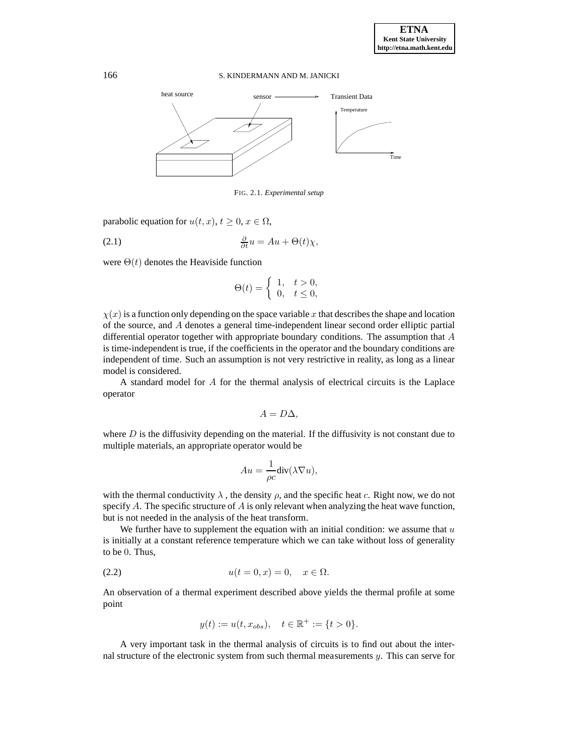FIG. 2.1. *Experimental setup*

parabolic equation for $u(t, x)$, $t \geq 0$, $x \in \Omega$,

$$\frac{\partial}{\partial t} u = Au + \Theta(t)\chi, \tag{2.1}$$

were $\Theta(t)$ denotes the Heaviside function

$$\Theta(t) = \begin{cases} 1, & t > 0, \\ 0, & t \leq 0, \end{cases}$$

$\chi(x)$ is a function only depending on the space variable $x$ that describes the shape and location of the source, and $A$ denotes a general time-independent linear second order elliptic partial differential operator together with appropriate boundary conditions. The assumption that $A$ is time-independent is true, if the coefficients in the operator and the boundary conditions are independent of time. Such an assumption is not very restrictive in reality, as long as a linear model is considered.

A standard model for $A$ for the thermal analysis of electrical circuits is the Laplace operator

$$A = D\Delta,$$

where $D$ is the diffusivity depending on the material. If the diffusivity is not constant due to multiple materials, an appropriate operator would be

$$Au = \frac{1}{\rho c}\text{div}(\lambda \nabla u),$$

with the thermal conductivity $\lambda$ , the density $\rho$, and the specific heat $c$. Right now, we do not specify $A$. The specific structure of $A$ is only relevant when analyzing the heat wave function, but is not needed in the analysis of the heat transform.

We further have to supplement the equation with an initial condition: we assume that $u$ is initially at a constant reference temperature which we can take without loss of generality to be $0$. Thus,

$$u(t = 0, x) = 0, \quad x \in \Omega. \tag{2.2}$$

An observation of a thermal experiment described above yields the thermal profile at some point

$$y(t) := u(t, x_{obs}), \quad t \in \mathbb{R}^+ := \{t > 0\}.$$

A very important task in the thermal analysis of circuits is to find out about the internal structure of the electronic system from such thermal measurements $y$. This can serve for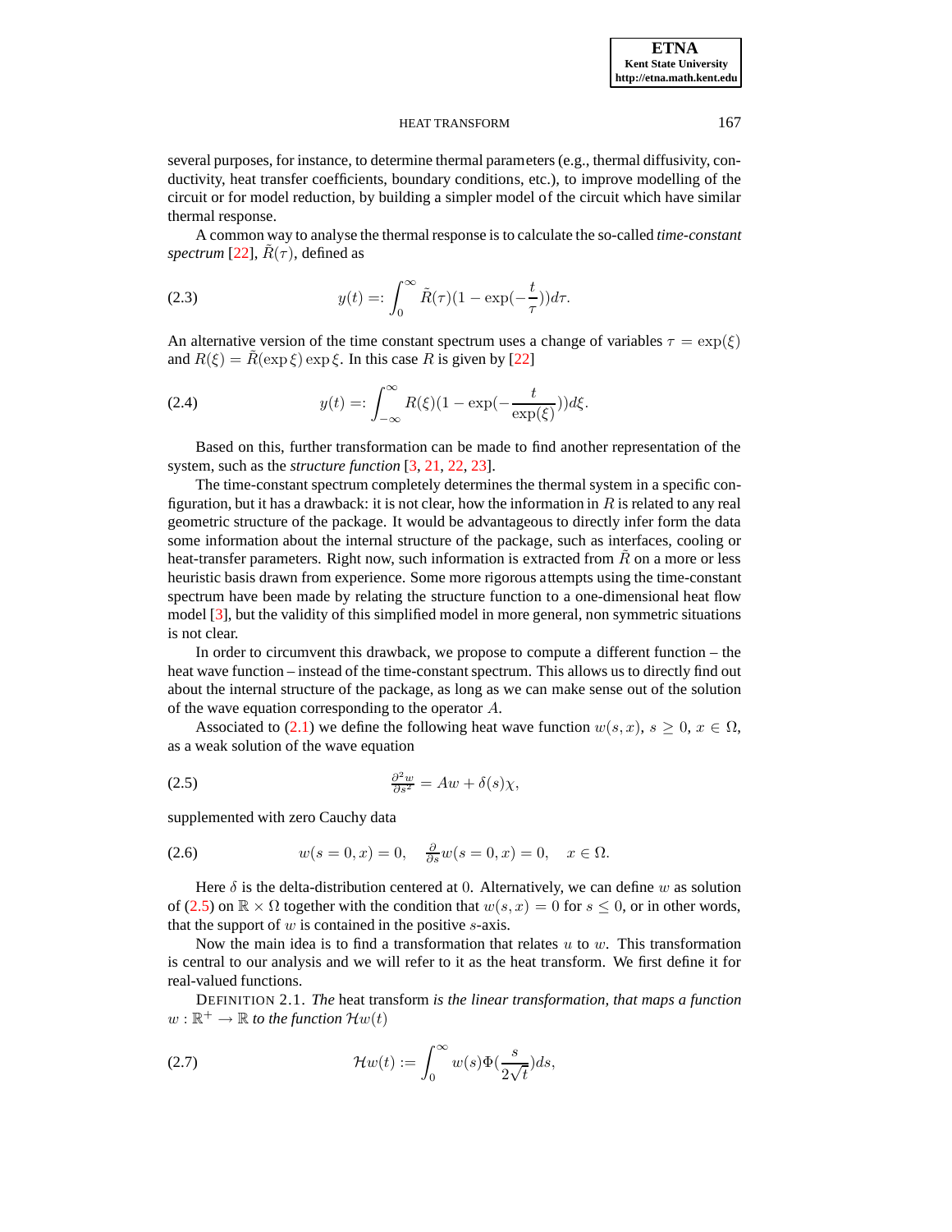several purposes, for instance, to determine thermal parameters (e.g., thermal diffusivity, conductivity, heat transfer coefficients, boundary conditions, etc.), to improve modelling of the circuit or for model reduction, by building a simpler model of the circuit which have similar thermal response.

A common way to analyse the thermal response is to calculate the so-called *time-constant spectrum* [22], $\tilde{R}(\tau)$, defined as

$$y(t) =: \int_0^\infty \tilde{R}(\tau)(1 - \exp(-\frac{t}{\tau}))d\tau. \tag{2.3}$$

An alternative version of the time constant spectrum uses a change of variables $\tau = \exp(\xi)$ and $R(\xi) = \tilde{R}(\exp \xi) \exp \xi$. In this case $R$ is given by [22]

$$y(t) =: \int_{-\infty}^\infty R(\xi)(1 - \exp(-\frac{t}{\exp(\xi)}))d\xi. \tag{2.4}$$

Based on this, further transformation can be made to find another representation of the system, such as the *structure function* [3, 21, 22, 23].

The time-constant spectrum completely determines the thermal system in a specific configuration, but it has a drawback: it is not clear, how the information in $R$ is related to any real geometric structure of the package. It would be advantageous to directly infer form the data some information about the internal structure of the package, such as interfaces, cooling or heat-transfer parameters. Right now, such information is extracted from $\tilde{R}$ on a more or less heuristic basis drawn from experience. Some more rigorous attempts using the time-constant spectrum have been made by relating the structure function to a one-dimensional heat flow model [3], but the validity of this simplified model in more general, non symmetric situations is not clear.

In order to circumvent this drawback, we propose to compute a different function – the heat wave function – instead of the time-constant spectrum. This allows us to directly find out about the internal structure of the package, as long as we can make sense out of the solution of the wave equation corresponding to the operator $A$.

Associated to (2.1) we define the following heat wave function $w(s, x)$, $s \geq 0$, $x \in \Omega$, as a weak solution of the wave equation

$$\tfrac{\partial^2 w}{\partial s^2} = Aw + \delta(s)\chi, \tag{2.5}$$

supplemented with zero Cauchy data

$$w(s = 0, x) = 0, \quad \tfrac{\partial}{\partial s} w(s = 0, x) = 0, \quad x \in \Omega. \tag{2.6}$$

Here $\delta$ is the delta-distribution centered at $0$. Alternatively, we can define $w$ as solution of (2.5) on $\mathbb{R} \times \Omega$ together with the condition that $w(s, x) = 0$ for $s \leq 0$, or in other words, that the support of $w$ is contained in the positive $s$-axis.

Now the main idea is to find a transformation that relates $u$ to $w$. This transformation is central to our analysis and we will refer to it as the heat transform. We first define it for real-valued functions.

DEFINITION 2.1. *The* heat transform *is the linear transformation, that maps a function* $w : \mathbb{R}^+ \to \mathbb{R}$ *to the function* $\mathcal{H}w(t)$

$$\mathcal{H}w(t) := \int_0^\infty w(s)\Phi(\frac{s}{2\sqrt{t}})ds, \tag{2.7}$$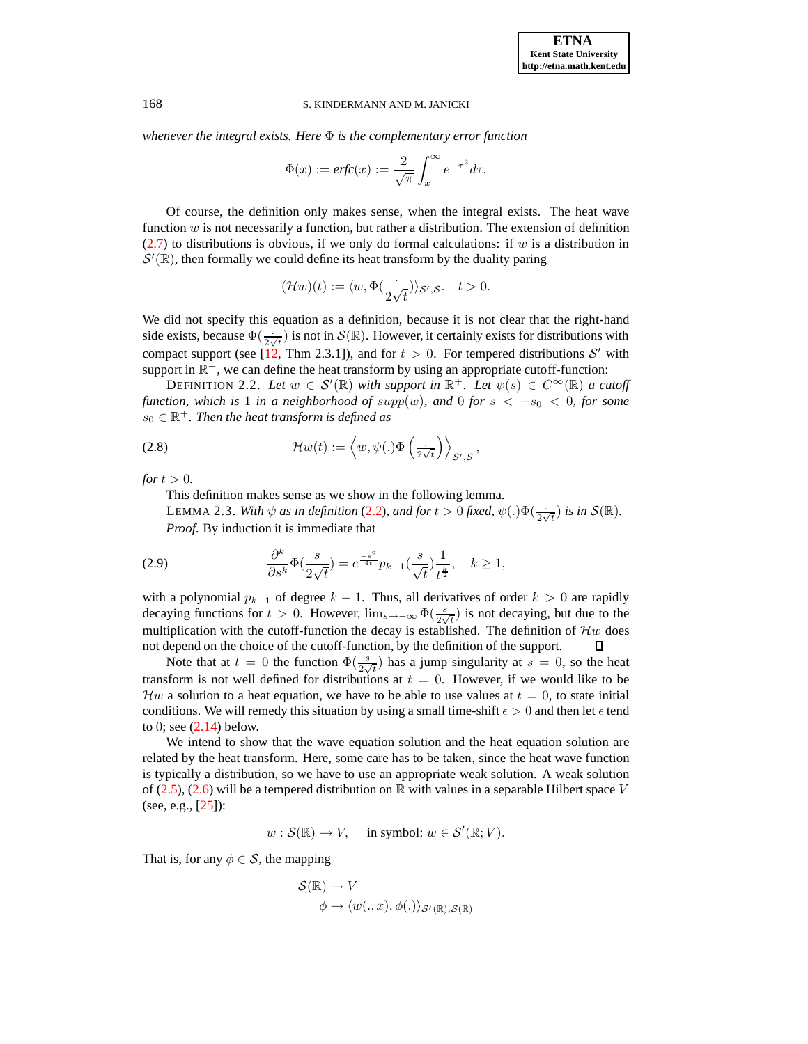*whenever the integral exists. Here* $\Phi$ *is the complementary error function*

$$\Phi(x) := \mathit{erfc}(x) := \frac{2}{\sqrt{\pi}} \int_x^\infty e^{-\tau^2} d\tau.$$

Of course, the definition only makes sense, when the integral exists. The heat wave function $w$ is not necessarily a function, but rather a distribution. The extension of definition (2.7) to distributions is obvious, if we only do formal calculations: if $w$ is a distribution in $\mathcal{S}'(\mathbb{R})$, then formally we could define its heat transform by the duality paring

$$(\mathcal{H}w)(t) := \langle w, \Phi(\frac{.}{2\sqrt{t}}) \rangle_{\mathcal{S}',\mathcal{S}}. \quad t > 0.$$

We did not specify this equation as a definition, because it is not clear that the right-hand side exists, because $\Phi(\frac{.}{2\sqrt{t}})$ is not in $\mathcal{S}(\mathbb{R})$. However, it certainly exists for distributions with compact support (see [12, Thm 2.3.1]), and for $t > 0$. For tempered distributions $\mathcal{S}'$ with support in $\mathbb{R}^+$, we can define the heat transform by using an appropriate cutoff-function:

DEFINITION 2.2. *Let* $w \in \mathcal{S}'(\mathbb{R})$ *with support in* $\mathbb{R}^+$. *Let* $\psi(s) \in C^\infty(\mathbb{R})$ *a cutoff function, which is* 1 *in a neighborhood of* $supp(w)$, *and* 0 *for* $s < -s_0 < 0$, *for some* $s_0 \in \mathbb{R}^+$. *Then the heat transform is defined as*

$$\mathcal{H}w(t) := \left\langle w, \psi(.)\Phi\left(\tfrac{.}{2\sqrt{t}}\right)\right\rangle_{\mathcal{S}',\mathcal{S}}, \tag{2.8}$$

*for* $t > 0$.

This definition makes sense as we show in the following lemma.

LEMMA 2.3. *With* $\psi$ *as in definition* (2.2), *and for* $t > 0$ *fixed,* $\psi(.)\Phi(\frac{.}{2\sqrt{t}})$ *is in* $\mathcal{S}(\mathbb{R})$.

*Proof.* By induction it is immediate that

$$\frac{\partial^k}{\partial s^k}\Phi(\frac{s}{2\sqrt{t}}) = e^{\frac{-s^2}{4t}} p_{k-1}(\frac{s}{\sqrt{t}})\frac{1}{t^{\frac{k}{2}}}, \quad k \geq 1, \tag{2.9}$$

with a polynomial $p_{k-1}$ of degree $k-1$. Thus, all derivatives of order $k > 0$ are rapidly decaying functions for $t > 0$. However, $\lim_{s\to-\infty}\Phi(\frac{s}{2\sqrt{t}})$ is not decaying, but due to the multiplication with the cutoff-function the decay is established. The definition of $\mathcal{H}w$ does not depend on the choice of the cutoff-function, by the definition of the support. ∎

Note that at $t = 0$ the function $\Phi(\frac{s}{2\sqrt{t}})$ has a jump singularity at $s = 0$, so the heat transform is not well defined for distributions at $t = 0$. However, if we would like to be $\mathcal{H}w$ a solution to a heat equation, we have to be able to use values at $t = 0$, to state initial conditions. We will remedy this situation by using a small time-shift $\epsilon > 0$ and then let $\epsilon$ tend to 0; see (2.14) below.

We intend to show that the wave equation solution and the heat equation solution are related by the heat transform. Here, some care has to be taken, since the heat wave function is typically a distribution, so we have to use an appropriate weak solution. A weak solution of (2.5), (2.6) will be a tempered distribution on $\mathbb{R}$ with values in a separable Hilbert space $V$ (see, e.g., [25]):

$$w : \mathcal{S}(\mathbb{R}) \to V, \quad \text{ in symbol: } w \in \mathcal{S}'(\mathbb{R}; V).$$

That is, for any $\phi \in \mathcal{S}$, the mapping

$$\begin{aligned} &\mathcal{S}(\mathbb{R}) \to V \\ &\quad \phi \to \langle w(.,x), \phi(.)\rangle_{\mathcal{S}'(\mathbb{R}),\mathcal{S}(\mathbb{R})} \end{aligned}$$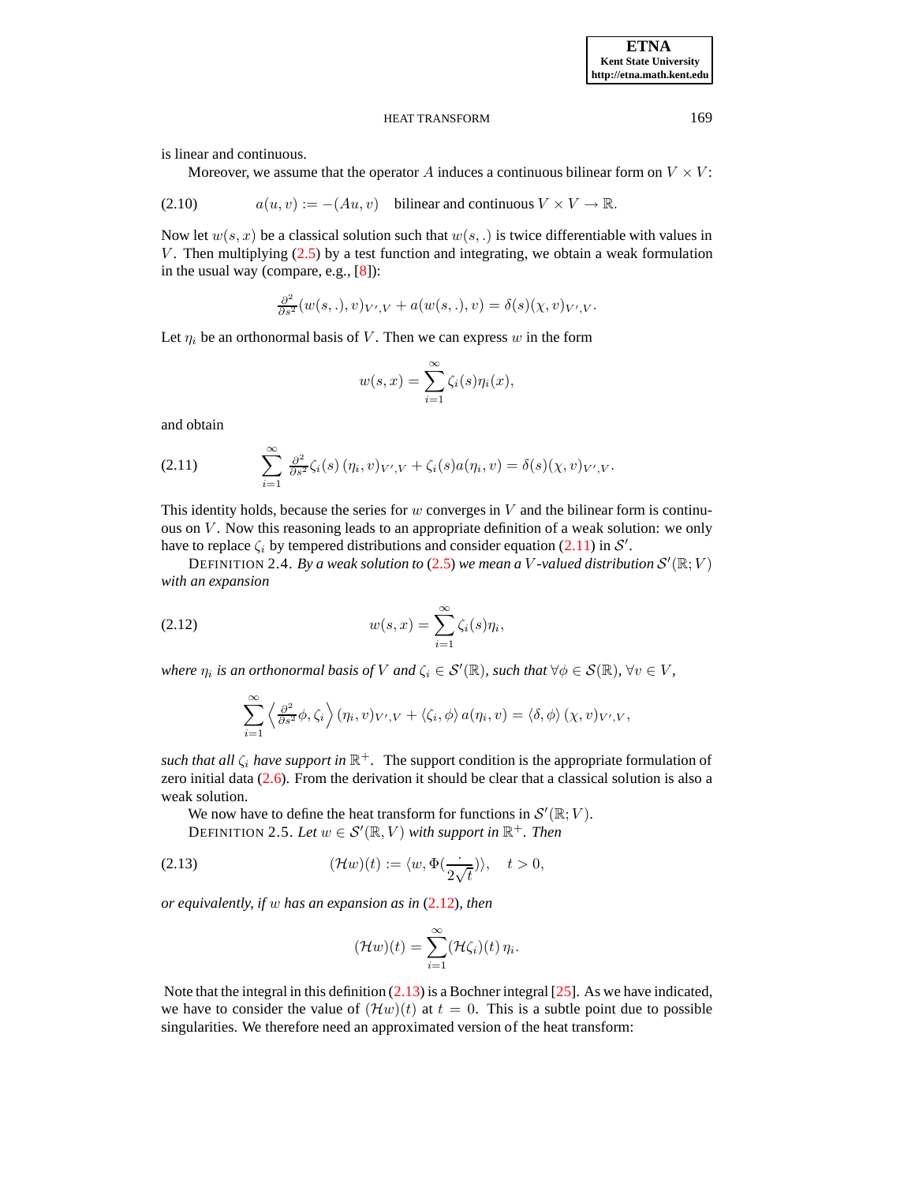is linear and continuous.

Moreover, we assume that the operator $A$ induces a continuous bilinear form on $V \times V$:

$$a(u, v) := -(Au, v) \quad \text{bilinear and continuous } V \times V \to \mathbb{R}. \tag{2.10}$$

Now let $w(s, x)$ be a classical solution such that $w(s, .)$ is twice differentiable with values in $V$. Then multiplying (2.5) by a test function and integrating, we obtain a weak formulation in the usual way (compare, e.g., [8]):

$$\tfrac{\partial^2}{\partial s^2}(w(s, .), v)_{V',V} + a(w(s, .), v) = \delta(s)(\chi, v)_{V',V}.$$

Let $\eta_i$ be an orthonormal basis of $V$. Then we can express $w$ in the form

$$w(s, x) = \sum_{i=1}^{\infty} \zeta_i(s)\eta_i(x),$$

and obtain

$$\sum_{i=1}^{\infty} \tfrac{\partial^2}{\partial s^2}\zeta_i(s)\,(\eta_i, v)_{V',V} + \zeta_i(s)a(\eta_i, v) = \delta(s)(\chi, v)_{V',V}. \tag{2.11}$$

This identity holds, because the series for $w$ converges in $V$ and the bilinear form is continuous on $V$. Now this reasoning leads to an appropriate definition of a weak solution: we only have to replace $\zeta_i$ by tempered distributions and consider equation (2.11) in $\mathcal{S}'$.

DEFINITION 2.4. *By a weak solution to* (2.5) *we mean a $V$-valued distribution $\mathcal{S}'(\mathbb{R}; V)$ with an expansion*

$$w(s, x) = \sum_{i=1}^{\infty} \zeta_i(s)\eta_i, \tag{2.12}$$

*where $\eta_i$ is an orthonormal basis of $V$ and $\zeta_i \in \mathcal{S}'(\mathbb{R})$, such that $\forall \phi \in \mathcal{S}(\mathbb{R})$, $\forall v \in V$,*

$$\sum_{i=1}^{\infty} \left\langle \tfrac{\partial^2}{\partial s^2}\phi, \zeta_i \right\rangle (\eta_i, v)_{V',V} + \langle \zeta_i, \phi \rangle\, a(\eta_i, v) = \langle \delta, \phi \rangle\, (\chi, v)_{V',V},$$

*such that all $\zeta_i$ have support in $\mathbb{R}^+$.* The support condition is the appropriate formulation of zero initial data (2.6). From the derivation it should be clear that a classical solution is also a weak solution.

We now have to define the heat transform for functions in $\mathcal{S}'(\mathbb{R}; V)$.

DEFINITION 2.5. *Let $w \in \mathcal{S}'(\mathbb{R}, V)$ with support in $\mathbb{R}^+$. Then*

$$(\mathcal{H}w)(t) := \langle w, \Phi(\frac{\cdot}{2\sqrt{t}})\rangle, \quad t > 0, \tag{2.13}$$

*or equivalently, if $w$ has an expansion as in* (2.12)*, then*

$$(\mathcal{H}w)(t) = \sum_{i=1}^{\infty} (\mathcal{H}\zeta_i)(t)\,\eta_i.$$

Note that the integral in this definition (2.13) is a Bochner integral [25]. As we have indicated, we have to consider the value of $(\mathcal{H}w)(t)$ at $t = 0$. This is a subtle point due to possible singularities. We therefore need an approximated version of the heat transform: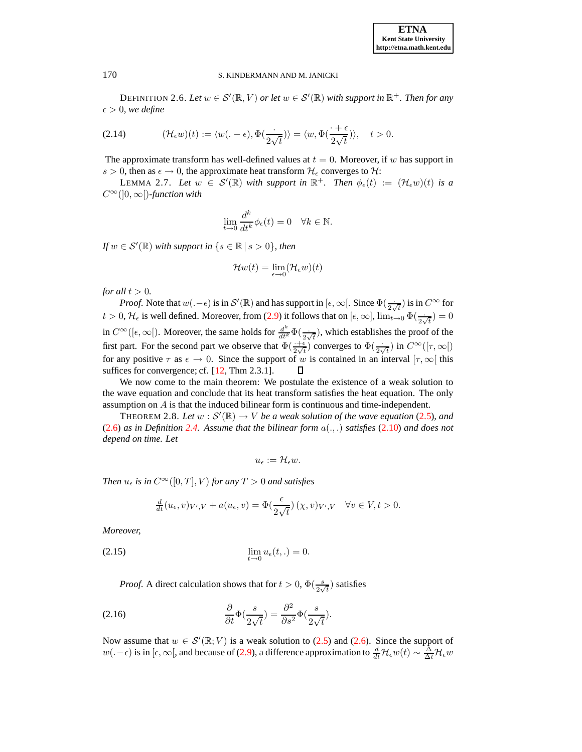DEFINITION 2.6. *Let $w \in \mathcal{S}'(\mathbb{R}, V)$ or let $w \in \mathcal{S}'(\mathbb{R})$ with support in $\mathbb{R}^+$. Then for any $\epsilon > 0$, we define*

$$(\mathcal{H}_\epsilon w)(t) := \langle w(. - \epsilon), \Phi(\frac{\cdot}{2\sqrt{t}})\rangle = \langle w, \Phi(\frac{\cdot + \epsilon}{2\sqrt{t}})\rangle, \quad t > 0. \tag{2.14}$$

The approximate transform has well-defined values at $t = 0$. Moreover, if $w$ has support in $s > 0$, then as $\epsilon \to 0$, the approximate heat transform $\mathcal{H}_\epsilon$ converges to $\mathcal{H}$:

LEMMA 2.7. *Let $w \in \mathcal{S}'(\mathbb{R})$ with support in $\mathbb{R}^+$. Then $\phi_\epsilon(t) := (\mathcal{H}_\epsilon w)(t)$ is a $C^\infty(]0, \infty[)$-function with*

$$\lim_{t \to 0} \frac{d^k}{dt^k} \phi_\epsilon(t) = 0 \quad \forall k \in \mathbb{N}.$$

*If $w \in \mathcal{S}'(\mathbb{R})$ with support in $\{s \in \mathbb{R} \,|\, s > 0\}$, then*

$$\mathcal{H}w(t) = \lim_{\epsilon \to 0} (\mathcal{H}_\epsilon w)(t)$$

*for all $t > 0$.*

*Proof.* Note that $w(.-\epsilon)$ is in $\mathcal{S}'(\mathbb{R})$ and has support in $[\epsilon, \infty[$. Since $\Phi(\frac{\cdot}{2\sqrt{t}})$ is in $C^\infty$ for $t > 0$, $\mathcal{H}_\epsilon$ is well defined. Moreover, from (2.9) it follows that on $[\epsilon, \infty]$, $\lim_{t\to 0} \Phi(\frac{\cdot}{2\sqrt{t}}) = 0$ in $C^\infty([\epsilon, \infty[)$. Moreover, the same holds for $\frac{d^k}{dt^k}\Phi(\frac{\cdot}{2\sqrt{t}})$, which establishes the proof of the first part. For the second part we observe that $\Phi(\frac{\cdot+\epsilon}{2\sqrt{t}})$ converges to $\Phi(\frac{\cdot}{2\sqrt{t}})$ in $C^\infty([\tau, \infty[)$ for any positive $\tau$ as $\epsilon \to 0$. Since the support of $w$ is contained in an interval $[\tau, \infty[$ this suffices for convergence; cf. [12, Thm 2.3.1]. ∎

We now come to the main theorem: We postulate the existence of a weak solution to the wave equation and conclude that its heat transform satisfies the heat equation. The only assumption on $A$ is that the induced bilinear form is continuous and time-independent.

THEOREM 2.8. *Let $w : \mathcal{S}'(\mathbb{R}) \to V$ be a weak solution of the wave equation (2.5), and (2.6) as in Definition 2.4. Assume that the bilinear form $a(.,.)$ satisfies (2.10) and does not depend on time. Let*

$$u_\epsilon := \mathcal{H}_\epsilon w.$$

*Then $u_\epsilon$ is in $C^\infty([0, T], V)$ for any $T > 0$ and satisfies*

$$\tfrac{d}{dt}(u_\epsilon, v)_{V',V} + a(u_\epsilon, v) = \Phi(\frac{\epsilon}{2\sqrt{t}})\,(\chi, v)_{V',V} \quad \forall v \in V, t > 0.$$

*Moreover,*

$$\lim_{t \to 0} u_\epsilon(t, .) = 0. \tag{2.15}$$

*Proof.* A direct calculation shows that for $t > 0$, $\Phi(\frac{s}{2\sqrt{t}})$ satisfies

$$\frac{\partial}{\partial t}\Phi(\frac{s}{2\sqrt{t}}) = \frac{\partial^2}{\partial s^2}\Phi(\frac{s}{2\sqrt{t}}). \tag{2.16}$$

Now assume that $w \in \mathcal{S}'(\mathbb{R}; V)$ is a weak solution to (2.5) and (2.6). Since the support of $w(.-\epsilon)$ is in $[\epsilon, \infty[$, and because of (2.9), a difference approximation to $\frac{d}{dt}\mathcal{H}_\epsilon w(t) \sim \frac{\Delta}{\Delta t}\mathcal{H}_\epsilon w$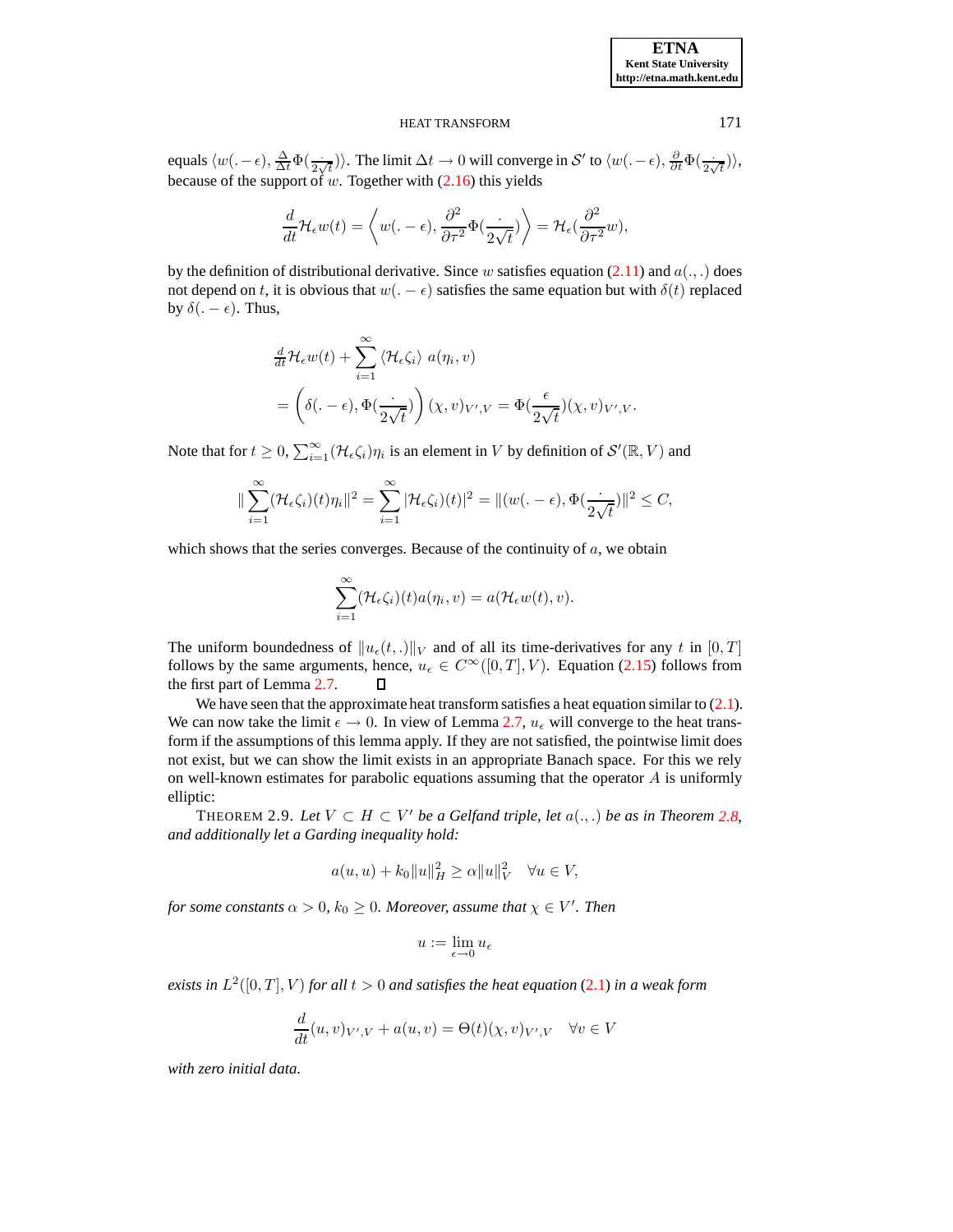equals $\langle w(.-\epsilon), \frac{\Delta}{\Delta t}\Phi(\frac{\cdot}{2\sqrt{t}})\rangle$. The limit $\Delta t \to 0$ will converge in $\mathcal{S}'$ to $\langle w(.-\epsilon), \frac{\partial}{\partial t}\Phi(\frac{\cdot}{2\sqrt{t}})\rangle$, because of the support of $w$. Together with (2.16) this yields

$$\frac{d}{dt}\mathcal{H}_\epsilon w(t) = \left\langle w(.-\epsilon), \frac{\partial^2}{\partial \tau^2}\Phi(\frac{\cdot}{2\sqrt{t}})\right\rangle = \mathcal{H}_\epsilon(\frac{\partial^2}{\partial \tau^2}w),$$

by the definition of distributional derivative. Since $w$ satisfies equation (2.11) and $a(.,.)$ does not depend on $t$, it is obvious that $w(.-\epsilon)$ satisfies the same equation but with $\delta(t)$ replaced by $\delta(.-\epsilon)$. Thus,

$$\begin{aligned}
&\tfrac{d}{dt}\mathcal{H}_\epsilon w(t) + \sum_{i=1}^{\infty}\langle \mathcal{H}_\epsilon \zeta_i\rangle\ a(\eta_i, v) \\
&= \left(\delta(.-\epsilon), \Phi(\frac{\cdot}{2\sqrt{t}})\right)(\chi, v)_{V',V} = \Phi(\frac{\epsilon}{2\sqrt{t}})(\chi, v)_{V',V}.
\end{aligned}$$

Note that for $t \geq 0$, $\sum_{i=1}^{\infty}(\mathcal{H}_\epsilon\zeta_i)\eta_i$ is an element in $V$ by definition of $\mathcal{S}'(\mathbb{R}, V)$ and

$$\|\sum_{i=1}^{\infty}(\mathcal{H}_\epsilon\zeta_i)(t)\eta_i\|^2 = \sum_{i=1}^{\infty}|\mathcal{H}_\epsilon\zeta_i)(t)|^2 = \|(w(.-\epsilon), \Phi(\frac{\cdot}{2\sqrt{t}})\|^2 \leq C,$$

which shows that the series converges. Because of the continuity of $a$, we obtain

$$\sum_{i=1}^{\infty}(\mathcal{H}_\epsilon\zeta_i)(t)a(\eta_i, v) = a(\mathcal{H}_\epsilon w(t), v).$$

The uniform boundedness of $\|u_\epsilon(t,.)\|_V$ and of all its time-derivatives for any $t$ in $[0,T]$ follows by the same arguments, hence, $u_\epsilon \in C^\infty([0,T], V)$. Equation (2.15) follows from the first part of Lemma 2.7. ☐

We have seen that the approximate heat transform satisfies a heat equation similar to (2.1). We can now take the limit $\epsilon \to 0$. In view of Lemma 2.7, $u_\epsilon$ will converge to the heat transform if the assumptions of this lemma apply. If they are not satisfied, the pointwise limit does not exist, but we can show the limit exists in an appropriate Banach space. For this we rely on well-known estimates for parabolic equations assuming that the operator $A$ is uniformly elliptic:

THEOREM 2.9. *Let $V \subset H \subset V'$ be a Gelfand triple, let $a(.,.)$ be as in Theorem 2.8, and additionally let a Garding inequality hold:*

$$a(u,u) + k_0\|u\|_H^2 \geq \alpha\|u\|_V^2 \quad \forall u \in V,$$

*for some constants $\alpha > 0$, $k_0 \geq 0$. Moreover, assume that $\chi \in V'$. Then*

$$u := \lim_{\epsilon \to 0} u_\epsilon$$

*exists in $L^2([0,T], V)$ for all $t > 0$ and satisfies the heat equation (2.1) in a weak form*

$$\frac{d}{dt}(u, v)_{V',V} + a(u, v) = \Theta(t)(\chi, v)_{V',V} \quad \forall v \in V$$

*with zero initial data.*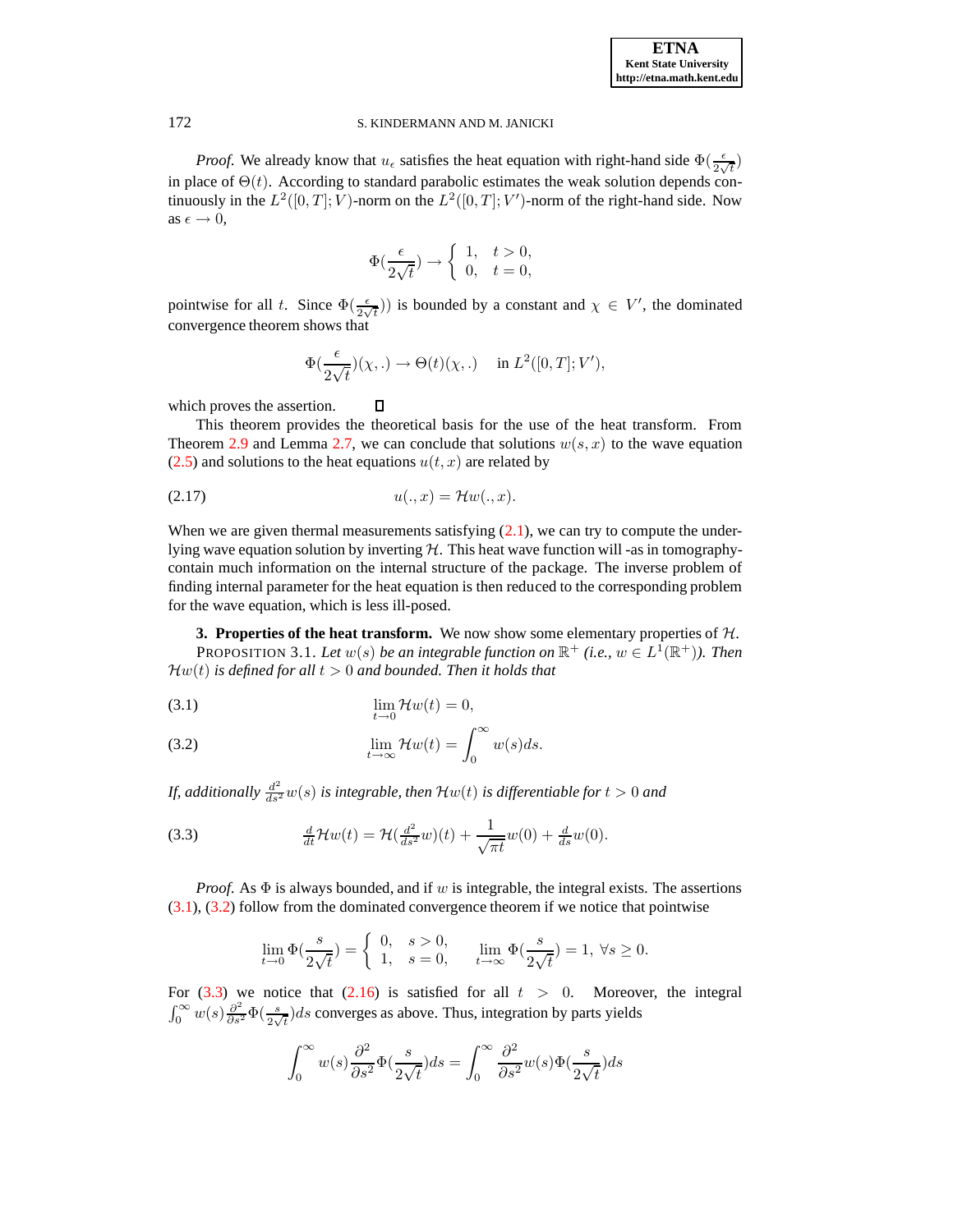*Proof.* We already know that $u_\epsilon$ satisfies the heat equation with right-hand side $\Phi(\frac{\epsilon}{2\sqrt{t}})$ in place of $\Theta(t)$. According to standard parabolic estimates the weak solution depends continuously in the $L^2([0,T];V)$-norm on the $L^2([0,T];V')$-norm of the right-hand side. Now as $\epsilon \to 0$,

$$\Phi(\frac{\epsilon}{2\sqrt{t}}) \to \begin{cases} 1, & t > 0, \\ 0, & t = 0, \end{cases}$$

pointwise for all $t$. Since $\Phi(\frac{\epsilon}{2\sqrt{t}}))$ is bounded by a constant and $\chi \in V'$, the dominated convergence theorem shows that

$$\Phi(\frac{\epsilon}{2\sqrt{t}})(\chi,.) \to \Theta(t)(\chi,.) \quad \text{ in } L^2([0,T];V'),$$

which proves the assertion. $\square$

This theorem provides the theoretical basis for the use of the heat transform. From Theorem 2.9 and Lemma 2.7, we can conclude that solutions $w(s,x)$ to the wave equation (2.5) and solutions to the heat equations $u(t,x)$ are related by

$$u(.,x) = \mathcal{H}w(.,x). \tag{2.17}$$

When we are given thermal measurements satisfying (2.1), we can try to compute the underlying wave equation solution by inverting $\mathcal{H}$. This heat wave function will -as in tomography- contain much information on the internal structure of the package. The inverse problem of finding internal parameter for the heat equation is then reduced to the corresponding problem for the wave equation, which is less ill-posed.

## 3. Properties of the heat transform.

We now show some elementary properties of $\mathcal{H}$.

PROPOSITION 3.1. *Let $w(s)$ be an integrable function on $\mathbb{R}^+$ (i.e., $w \in L^1(\mathbb{R}^+)$). Then $\mathcal{H}w(t)$ is defined for all $t > 0$ and bounded. Then it holds that*

$$\lim_{t\to 0} \mathcal{H}w(t) = 0, \tag{3.1}$$

$$\lim_{t\to \infty} \mathcal{H}w(t) = \int_0^\infty w(s)ds. \tag{3.2}$$

*If, additionally $\frac{d^2}{ds^2}w(s)$ is integrable, then $\mathcal{H}w(t)$ is differentiable for $t > 0$ and*

$$\tfrac{d}{dt}\mathcal{H}w(t) = \mathcal{H}(\tfrac{d^2}{ds^2}w)(t) + \frac{1}{\sqrt{\pi t}}w(0) + \tfrac{d}{ds}w(0). \tag{3.3}$$

*Proof.* As $\Phi$ is always bounded, and if $w$ is integrable, the integral exists. The assertions (3.1), (3.2) follow from the dominated convergence theorem if we notice that pointwise

$$\lim_{t\to 0} \Phi(\frac{s}{2\sqrt{t}}) = \begin{cases} 0, & s > 0, \\ 1, & s = 0, \end{cases} \qquad \lim_{t\to\infty} \Phi(\frac{s}{2\sqrt{t}}) = 1, \; \forall s \geq 0.$$

For (3.3) we notice that (2.16) is satisfied for all $t > 0$. Moreover, the integral $\int_0^\infty w(s)\frac{\partial^2}{\partial s^2}\Phi(\frac{s}{2\sqrt{t}})ds$ converges as above. Thus, integration by parts yields

$$\int_0^\infty w(s)\frac{\partial^2}{\partial s^2}\Phi(\frac{s}{2\sqrt{t}})ds = \int_0^\infty \frac{\partial^2}{\partial s^2}w(s)\Phi(\frac{s}{2\sqrt{t}})ds$$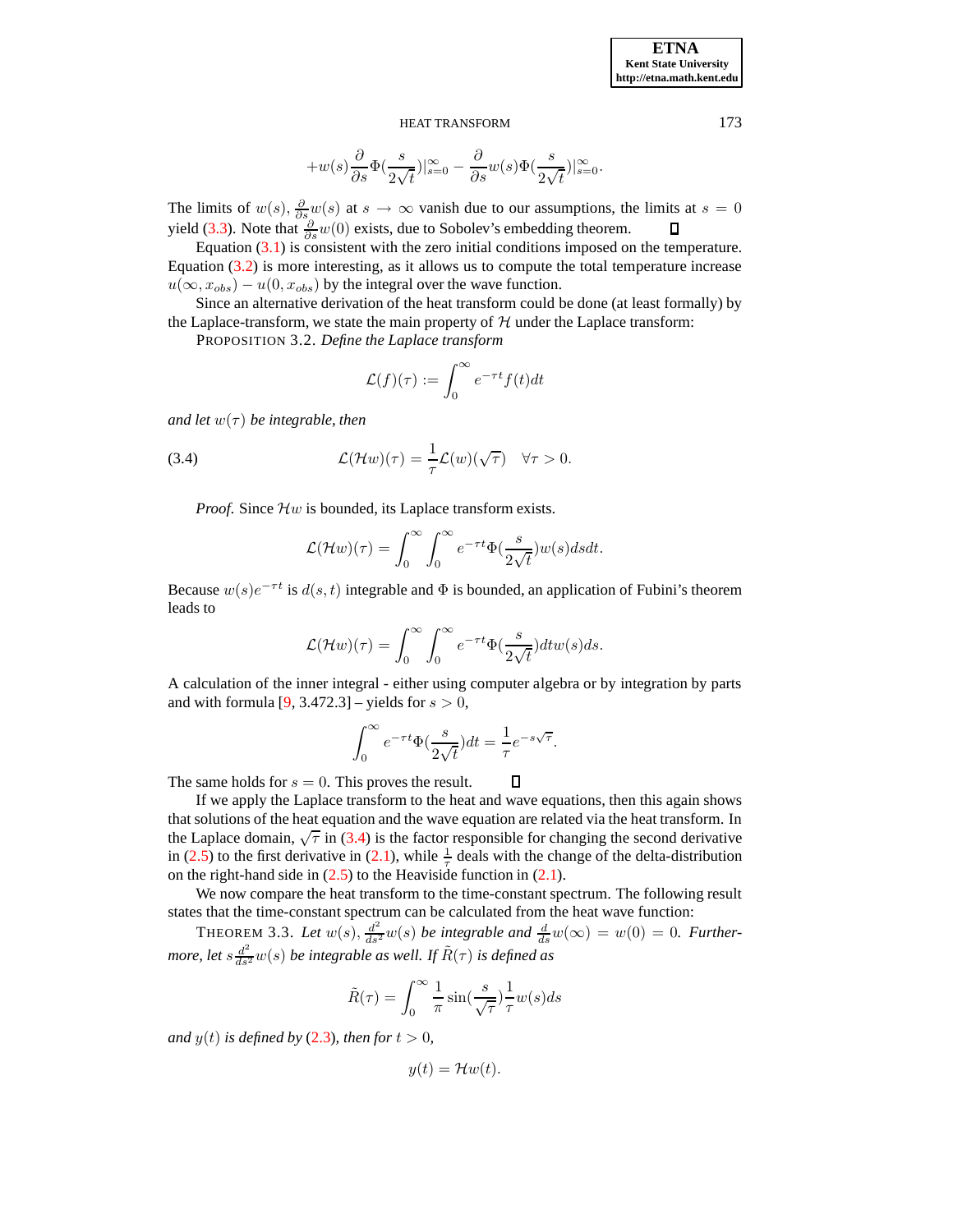$$+w(s)\frac{\partial}{\partial s}\Phi(\frac{s}{2\sqrt{t}})|_{s=0}^{\infty} - \frac{\partial}{\partial s}w(s)\Phi(\frac{s}{2\sqrt{t}})|_{s=0}^{\infty}.$$

The limits of $w(s)$, $\frac{\partial}{\partial s}w(s)$ at $s \to \infty$ vanish due to our assumptions, the limits at $s = 0$ yield (3.3). Note that $\frac{\partial}{\partial s}w(0)$ exists, due to Sobolev's embedding theorem. ∎

Equation (3.1) is consistent with the zero initial conditions imposed on the temperature. Equation (3.2) is more interesting, as it allows us to compute the total temperature increase $u(\infty, x_{obs}) - u(0, x_{obs})$ by the integral over the wave function.

Since an alternative derivation of the heat transform could be done (at least formally) by the Laplace-transform, we state the main property of $\mathcal{H}$ under the Laplace transform:

PROPOSITION 3.2. *Define the Laplace transform*

$$\mathcal{L}(f)(\tau) := \int_0^\infty e^{-\tau t} f(t) dt$$

*and let $w(\tau)$ be integrable, then*

$$\mathcal{L}(\mathcal{H}w)(\tau) = \frac{1}{\tau}\mathcal{L}(w)(\sqrt{\tau}) \quad \forall \tau > 0. \tag{3.4}$$

*Proof.* Since $\mathcal{H}w$ is bounded, its Laplace transform exists.

$$\mathcal{L}(\mathcal{H}w)(\tau) = \int_0^\infty \int_0^\infty e^{-\tau t}\Phi(\frac{s}{2\sqrt{t}})w(s)dsdt.$$

Because $w(s)e^{-\tau t}$ is $d(s,t)$ integrable and $\Phi$ is bounded, an application of Fubini's theorem leads to

$$\mathcal{L}(\mathcal{H}w)(\tau) = \int_0^\infty \int_0^\infty e^{-\tau t}\Phi(\frac{s}{2\sqrt{t}})dt w(s)ds.$$

A calculation of the inner integral - either using computer algebra or by integration by parts and with formula [9, 3.472.3] – yields for $s > 0$,

$$\int_0^\infty e^{-\tau t}\Phi(\frac{s}{2\sqrt{t}})dt = \frac{1}{\tau}e^{-s\sqrt{\tau}}.$$

The same holds for $s = 0$. This proves the result. ∎

If we apply the Laplace transform to the heat and wave equations, then this again shows that solutions of the heat equation and the wave equation are related via the heat transform. In the Laplace domain, $\sqrt{\tau}$ in (3.4) is the factor responsible for changing the second derivative in (2.5) to the first derivative in (2.1), while $\frac{1}{\tau}$ deals with the change of the delta-distribution on the right-hand side in (2.5) to the Heaviside function in (2.1).

We now compare the heat transform to the time-constant spectrum. The following result states that the time-constant spectrum can be calculated from the heat wave function:

THEOREM 3.3. *Let $w(s)$, $\frac{d^2}{ds^2}w(s)$ be integrable and $\frac{d}{ds}w(\infty) = w(0) = 0$. Furthermore, let $s\frac{d^2}{ds^2}w(s)$ be integrable as well. If $\tilde{R}(\tau)$ is defined as*

$$\tilde{R}(\tau) = \int_0^\infty \frac{1}{\pi}\sin(\frac{s}{\sqrt{\tau}})\frac{1}{\tau}w(s)ds$$

*and $y(t)$ is defined by (2.3), then for $t > 0$,*

$$y(t) = \mathcal{H}w(t).$$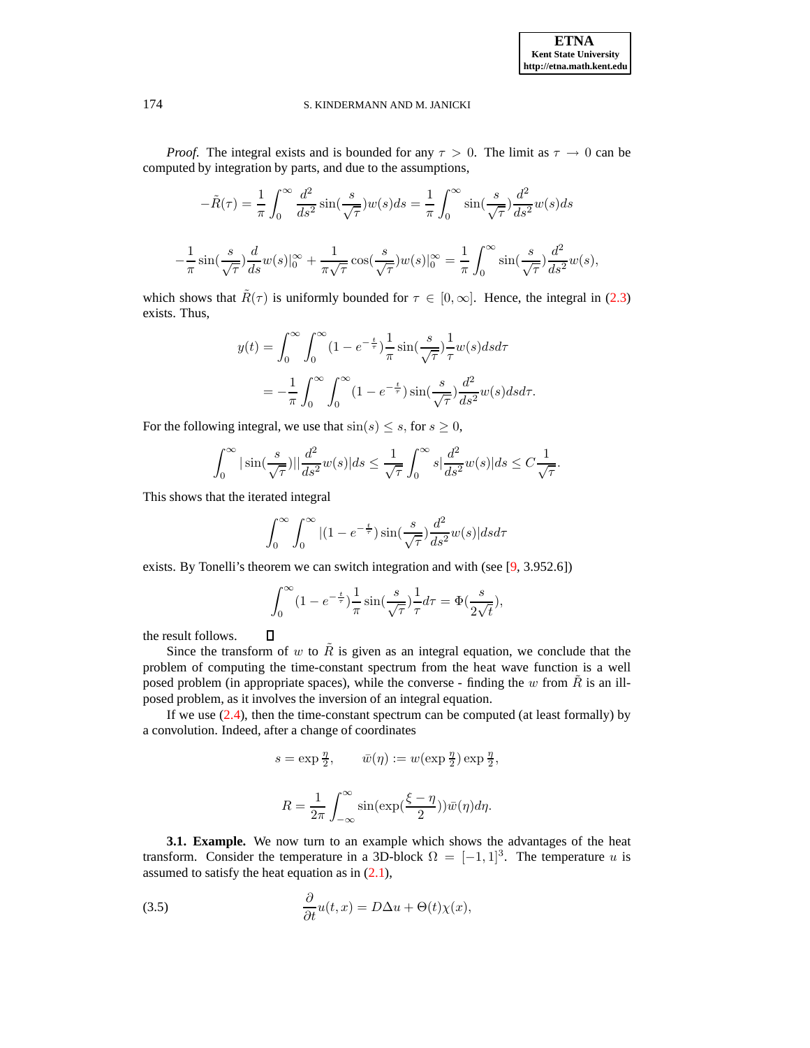*Proof.* The integral exists and is bounded for any $\tau > 0$. The limit as $\tau \to 0$ can be computed by integration by parts, and due to the assumptions,

$$-\tilde{R}(\tau) = \frac{1}{\pi}\int_0^\infty \frac{d^2}{ds^2}\sin(\frac{s}{\sqrt{\tau}})w(s)ds = \frac{1}{\pi}\int_0^\infty \sin(\frac{s}{\sqrt{\tau}})\frac{d^2}{ds^2}w(s)ds$$

$$-\frac{1}{\pi}\sin(\frac{s}{\sqrt{\tau}})\frac{d}{ds}w(s)|_0^\infty + \frac{1}{\pi\sqrt{\tau}}\cos(\frac{s}{\sqrt{\tau}})w(s)|_0^\infty = \frac{1}{\pi}\int_0^\infty \sin(\frac{s}{\sqrt{\tau}})\frac{d^2}{ds^2}w(s),$$

which shows that $\tilde{R}(\tau)$ is uniformly bounded for $\tau \in [0, \infty]$. Hence, the integral in (2.3) exists. Thus,

$$\begin{aligned} y(t) &= \int_0^\infty \int_0^\infty (1 - e^{-\frac{t}{\tau}})\frac{1}{\pi}\sin(\frac{s}{\sqrt{\tau}})\frac{1}{\tau}w(s)dsd\tau \\ &= -\frac{1}{\pi}\int_0^\infty \int_0^\infty (1 - e^{-\frac{t}{\tau}})\sin(\frac{s}{\sqrt{\tau}})\frac{d^2}{ds^2}w(s)dsd\tau. \end{aligned}$$

For the following integral, we use that $\sin(s) \leq s$, for $s \geq 0$,

$$\int_0^\infty |\sin(\frac{s}{\sqrt{\tau}})||\frac{d^2}{ds^2}w(s)|ds \leq \frac{1}{\sqrt{\tau}}\int_0^\infty s|\frac{d^2}{ds^2}w(s)|ds \leq C\frac{1}{\sqrt{\tau}}.$$

This shows that the iterated integral

$$\int_0^\infty \int_0^\infty |(1 - e^{-\frac{t}{\tau}})\sin(\frac{s}{\sqrt{\tau}})\frac{d^2}{ds^2}w(s)|dsd\tau$$

exists. By Tonelli's theorem we can switch integration and with (see [9, 3.952.6])

$$\int_0^\infty (1 - e^{-\frac{t}{\tau}})\frac{1}{\pi}\sin(\frac{s}{\sqrt{\tau}})\frac{1}{\tau}d\tau = \Phi(\frac{s}{2\sqrt{t}}),$$

the result follows. ☐

Since the transform of $w$ to $\tilde{R}$ is given as an integral equation, we conclude that the problem of computing the time-constant spectrum from the heat wave function is a well posed problem (in appropriate spaces), while the converse - finding the $w$ from $\tilde{R}$ is an ill-posed problem, as it involves the inversion of an integral equation.

If we use (2.4), then the time-constant spectrum can be computed (at least formally) by a convolution. Indeed, after a change of coordinates

$$s = \exp\tfrac{\eta}{2}, \qquad \bar{w}(\eta) := w(\exp\tfrac{\eta}{2})\exp\tfrac{\eta}{2},$$

$$R = \frac{1}{2\pi}\int_{-\infty}^\infty \sin(\exp(\frac{\xi - \eta}{2}))\bar{w}(\eta)d\eta.$$

**3.1. Example.** We now turn to an example which shows the advantages of the heat transform. Consider the temperature in a 3D-block $\Omega = [-1, 1]^3$. The temperature $u$ is assumed to satisfy the heat equation as in (2.1),

$$\frac{\partial}{\partial t}u(t, x) = D\Delta u + \Theta(t)\chi(x), \tag{3.5}$$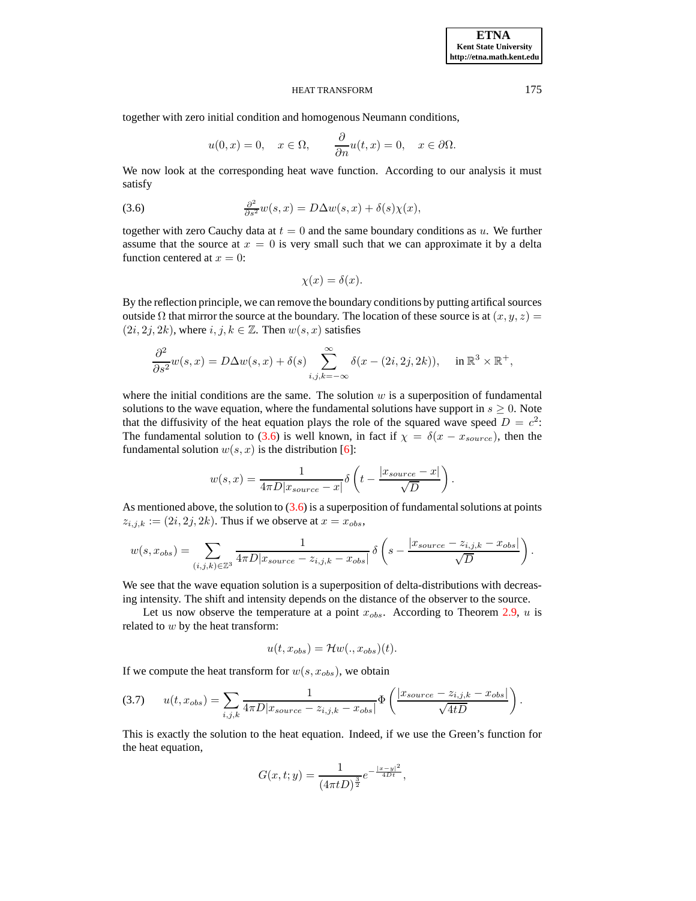together with zero initial condition and homogenous Neumann conditions,

$$u(0,x) = 0, \quad x \in \Omega, \qquad \frac{\partial}{\partial n} u(t,x) = 0, \quad x \in \partial\Omega.$$

We now look at the corresponding heat wave function. According to our analysis it must satisfy

$$\tag{3.6} \frac{\partial^2}{\partial s^2} w(s,x) = D\Delta w(s,x) + \delta(s)\chi(x),$$

together with zero Cauchy data at $t = 0$ and the same boundary conditions as $u$. We further assume that the source at $x = 0$ is very small such that we can approximate it by a delta function centered at $x = 0$:

$$\chi(x) = \delta(x).$$

By the reflection principle, we can remove the boundary conditions by putting artifical sources outside $\Omega$ that mirror the source at the boundary. The location of these source is at $(x, y, z) = (2i, 2j, 2k)$, where $i, j, k \in \mathbb{Z}$. Then $w(s, x)$ satisfies

$$\frac{\partial^2}{\partial s^2} w(s,x) = D\Delta w(s,x) + \delta(s) \sum_{i,j,k=-\infty}^{\infty} \delta(x - (2i, 2j, 2k)), \quad \text{in } \mathbb{R}^3 \times \mathbb{R}^+,$$

where the initial conditions are the same. The solution $w$ is a superposition of fundamental solutions to the wave equation, where the fundamental solutions have support in $s \geq 0$. Note that the diffusivity of the heat equation plays the role of the squared wave speed $D = c^2$: The fundamental solution to (3.6) is well known, in fact if $\chi = \delta(x - x_{source})$, then the fundamental solution $w(s, x)$ is the distribution [6]:

$$w(s,x) = \frac{1}{4\pi D |x_{source} - x|} \delta\left(t - \frac{|x_{source} - x|}{\sqrt{D}}\right).$$

As mentioned above, the solution to (3.6) is a superposition of fundamental solutions at points $z_{i,j,k} := (2i, 2j, 2k)$. Thus if we observe at $x = x_{obs}$,

$$w(s, x_{obs}) = \sum_{(i,j,k)\in\mathbb{Z}^3} \frac{1}{4\pi D |x_{source} - z_{i,j,k} - x_{obs}|} \delta\left(s - \frac{|x_{source} - z_{i,j,k} - x_{obs}|}{\sqrt{D}}\right).$$

We see that the wave equation solution is a superposition of delta-distributions with decreasing intensity. The shift and intensity depends on the distance of the observer to the source.

Let us now observe the temperature at a point $x_{obs}$. According to Theorem 2.9, $u$ is related to $w$ by the heat transform:

$$u(t, x_{obs}) = \mathcal{H}w(., x_{obs})(t).$$

If we compute the heat transform for $w(s, x_{obs})$, we obtain

$$\tag{3.7} u(t, x_{obs}) = \sum_{i,j,k} \frac{1}{4\pi D |x_{source} - z_{i,j,k} - x_{obs}|} \Phi\left(\frac{|x_{source} - z_{i,j,k} - x_{obs}|}{\sqrt{4tD}}\right).$$

This is exactly the solution to the heat equation. Indeed, if we use the Green's function for the heat equation,

$$G(x,t;y) = \frac{1}{(4\pi t D)^{\frac{3}{2}}} e^{-\frac{|x-y|^2}{4Dt}},$$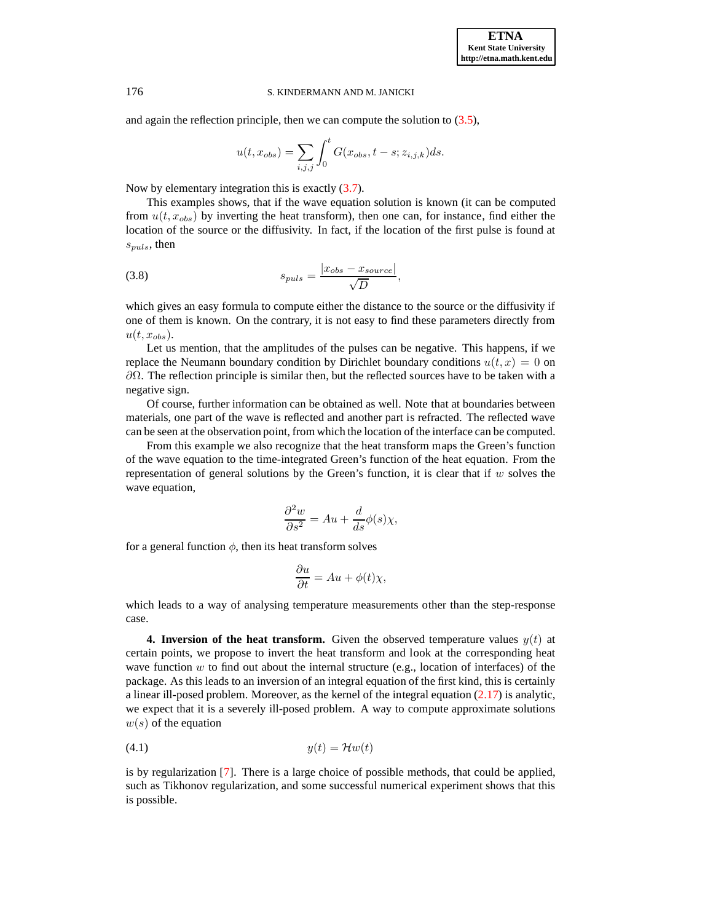and again the reflection principle, then we can compute the solution to (3.5),

$$u(t, x_{obs}) = \sum_{i,j,j} \int_0^t G(x_{obs}, t-s; z_{i,j,k}) ds.$$

Now by elementary integration this is exactly (3.7).

This examples shows, that if the wave equation solution is known (it can be computed from $u(t, x_{obs})$ by inverting the heat transform), then one can, for instance, find either the location of the source or the diffusivity. In fact, if the location of the first pulse is found at $s_{puls}$, then

$$s_{puls} = \frac{|x_{obs} - x_{source}|}{\sqrt{D}}, \tag{3.8}$$

which gives an easy formula to compute either the distance to the source or the diffusivity if one of them is known. On the contrary, it is not easy to find these parameters directly from $u(t, x_{obs})$.

Let us mention, that the amplitudes of the pulses can be negative. This happens, if we replace the Neumann boundary condition by Dirichlet boundary conditions $u(t, x) = 0$ on $\partial\Omega$. The reflection principle is similar then, but the reflected sources have to be taken with a negative sign.

Of course, further information can be obtained as well. Note that at boundaries between materials, one part of the wave is reflected and another part is refracted. The reflected wave can be seen at the observation point, from which the location of the interface can be computed.

From this example we also recognize that the heat transform maps the Green's function of the wave equation to the time-integrated Green's function of the heat equation. From the representation of general solutions by the Green's function, it is clear that if $w$ solves the wave equation,

$$\frac{\partial^2 w}{\partial s^2} = Au + \frac{d}{ds}\phi(s)\chi,$$

for a general function $\phi$, then its heat transform solves

$$\frac{\partial u}{\partial t} = Au + \phi(t)\chi,$$

which leads to a way of analysing temperature measurements other than the step-response case.

**4. Inversion of the heat transform.** Given the observed temperature values $y(t)$ at certain points, we propose to invert the heat transform and look at the corresponding heat wave function $w$ to find out about the internal structure (e.g., location of interfaces) of the package. As this leads to an inversion of an integral equation of the first kind, this is certainly a linear ill-posed problem. Moreover, as the kernel of the integral equation (2.17) is analytic, we expect that it is a severely ill-posed problem. A way to compute approximate solutions $w(s)$ of the equation

$$y(t) = \mathcal{H}w(t) \tag{4.1}$$

is by regularization [7]. There is a large choice of possible methods, that could be applied, such as Tikhonov regularization, and some successful numerical experiment shows that this is possible.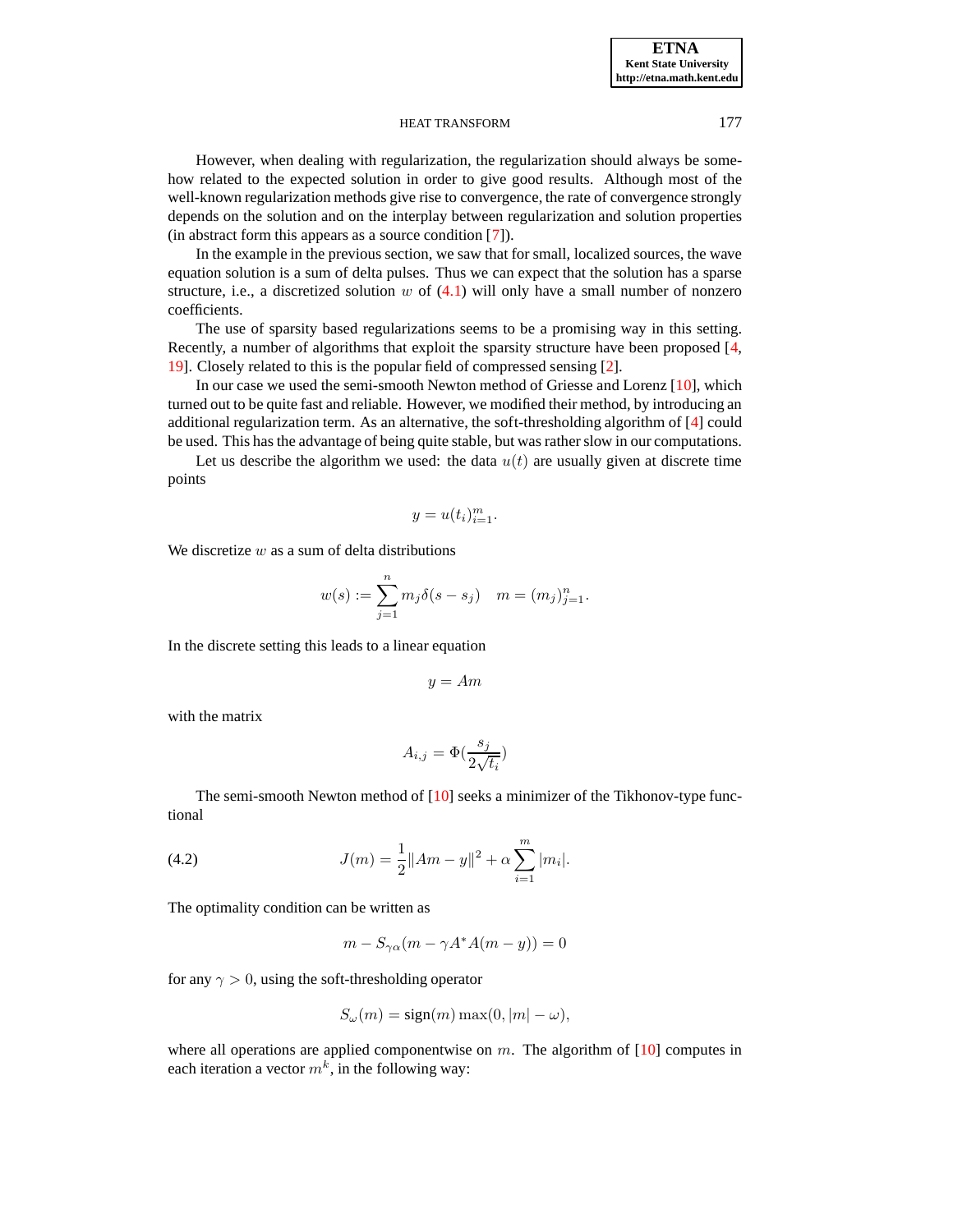However, when dealing with regularization, the regularization should always be somehow related to the expected solution in order to give good results. Although most of the well-known regularization methods give rise to convergence, the rate of convergence strongly depends on the solution and on the interplay between regularization and solution properties (in abstract form this appears as a source condition [7]).

In the example in the previous section, we saw that for small, localized sources, the wave equation solution is a sum of delta pulses. Thus we can expect that the solution has a sparse structure, i.e., a discretized solution $w$ of (4.1) will only have a small number of nonzero coefficients.

The use of sparsity based regularizations seems to be a promising way in this setting. Recently, a number of algorithms that exploit the sparsity structure have been proposed [4, 19]. Closely related to this is the popular field of compressed sensing [2].

In our case we used the semi-smooth Newton method of Griesse and Lorenz [10], which turned out to be quite fast and reliable. However, we modified their method, by introducing an additional regularization term. As an alternative, the soft-thresholding algorithm of [4] could be used. This has the advantage of being quite stable, but was rather slow in our computations.

Let us describe the algorithm we used: the data $u(t)$ are usually given at discrete time points

$$y = u(t_i)_{i=1}^m.$$

We discretize $w$ as a sum of delta distributions

$$w(s) := \sum_{j=1}^n m_j \delta(s - s_j) \quad m = (m_j)_{j=1}^n.$$

In the discrete setting this leads to a linear equation

$$y = Am$$

with the matrix

$$A_{i,j} = \Phi(\frac{s_j}{2\sqrt{t_i}})$$

The semi-smooth Newton method of [10] seeks a minimizer of the Tikhonov-type functional

$$J(m) = \frac{1}{2}\|Am - y\|^2 + \alpha \sum_{i=1}^m |m_i|. \tag{4.2}$$

The optimality condition can be written as

$$m - S_{\gamma\alpha}(m - \gamma A^* A(m - y)) = 0$$

for any $\gamma > 0$, using the soft-thresholding operator

$$S_\omega(m) = \text{sign}(m)\max(0, |m| - \omega),$$

where all operations are applied componentwise on $m$. The algorithm of [10] computes in each iteration a vector $m^k$, in the following way: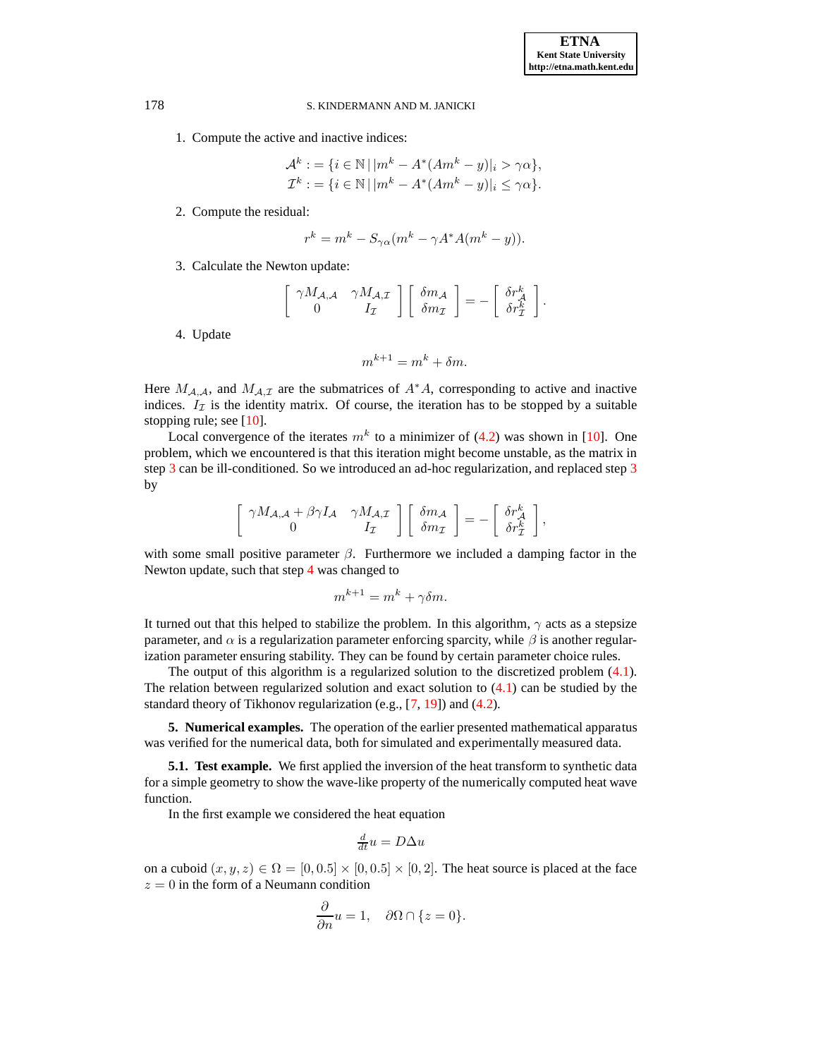1. Compute the active and inactive indices:

$$\mathcal{A}^k := \{i \in \mathbb{N} \,|\, |m^k - A^*(Am^k - y)|_i > \gamma\alpha\},$$
$$\mathcal{I}^k := \{i \in \mathbb{N} \,|\, |m^k - A^*(Am^k - y)|_i \leq \gamma\alpha\}.$$

2. Compute the residual:

$$r^k = m^k - S_{\gamma\alpha}(m^k - \gamma A^* A(m^k - y)).$$

3. Calculate the Newton update:

$$\begin{bmatrix} \gamma M_{\mathcal{A},\mathcal{A}} & \gamma M_{\mathcal{A},\mathcal{I}} \\ 0 & I_{\mathcal{I}} \end{bmatrix} \begin{bmatrix} \delta m_{\mathcal{A}} \\ \delta m_{\mathcal{I}} \end{bmatrix} = - \begin{bmatrix} \delta r^k_{\mathcal{A}} \\ \delta r^k_{\mathcal{I}} \end{bmatrix}.$$

4. Update

$$m^{k+1} = m^k + \delta m.$$

Here $M_{\mathcal{A},\mathcal{A}}$, and $M_{\mathcal{A},\mathcal{I}}$ are the submatrices of $A^*A$, corresponding to active and inactive indices. $I_{\mathcal{I}}$ is the identity matrix. Of course, the iteration has to be stopped by a suitable stopping rule; see [10].

Local convergence of the iterates $m^k$ to a minimizer of (4.2) was shown in [10]. One problem, which we encountered is that this iteration might become unstable, as the matrix in step 3 can be ill-conditioned. So we introduced an ad-hoc regularization, and replaced step 3 by

$$\begin{bmatrix} \gamma M_{\mathcal{A},\mathcal{A}} + \beta\gamma I_{\mathcal{A}} & \gamma M_{\mathcal{A},\mathcal{I}} \\ 0 & I_{\mathcal{I}} \end{bmatrix} \begin{bmatrix} \delta m_{\mathcal{A}} \\ \delta m_{\mathcal{I}} \end{bmatrix} = - \begin{bmatrix} \delta r^k_{\mathcal{A}} \\ \delta r^k_{\mathcal{I}} \end{bmatrix},$$

with some small positive parameter $\beta$. Furthermore we included a damping factor in the Newton update, such that step 4 was changed to

$$m^{k+1} = m^k + \gamma\delta m.$$

It turned out that this helped to stabilize the problem. In this algorithm, $\gamma$ acts as a stepsize parameter, and $\alpha$ is a regularization parameter enforcing sparcity, while $\beta$ is another regularization parameter ensuring stability. They can be found by certain parameter choice rules.

The output of this algorithm is a regularized solution to the discretized problem (4.1). The relation between regularized solution and exact solution to (4.1) can be studied by the standard theory of Tikhonov regularization (e.g., [7, 19]) and (4.2).

**5. Numerical examples.** The operation of the earlier presented mathematical apparatus was verified for the numerical data, both for simulated and experimentally measured data.

**5.1. Test example.** We first applied the inversion of the heat transform to synthetic data for a simple geometry to show the wave-like property of the numerically computed heat wave function.

In the first example we considered the heat equation

$$\tfrac{d}{dt}u = D\Delta u$$

on a cuboid $(x, y, z) \in \Omega = [0, 0.5] \times [0, 0.5] \times [0, 2]$. The heat source is placed at the face $z = 0$ in the form of a Neumann condition

$$\frac{\partial}{\partial n}u = 1, \quad \partial\Omega \cap \{z = 0\}.$$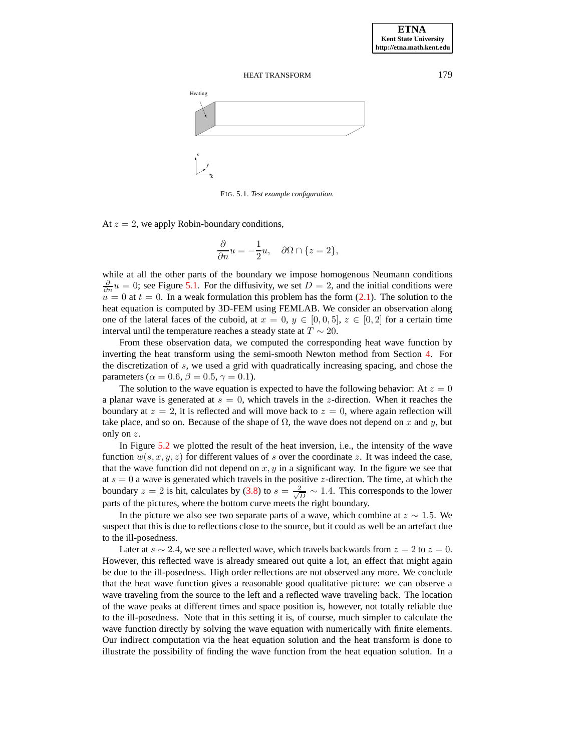FIG. 5.1. *Test example configuration.*

At $z = 2$, we apply Robin-boundary conditions,

$$\frac{\partial}{\partial n} u = -\frac{1}{2} u, \quad \partial\Omega \cap \{z = 2\},$$

while at all the other parts of the boundary we impose homogenous Neumann conditions $\frac{\partial}{\partial n} u = 0$; see Figure 5.1. For the diffusivity, we set $D = 2$, and the initial conditions were $u = 0$ at $t = 0$. In a weak formulation this problem has the form (2.1). The solution to the heat equation is computed by 3D-FEM using FEMLAB. We consider an observation along one of the lateral faces of the cuboid, at $x = 0$, $y \in [0, 0, 5]$, $z \in [0, 2]$ for a certain time interval until the temperature reaches a steady state at $T \sim 20$.

From these observation data, we computed the corresponding heat wave function by inverting the heat transform using the semi-smooth Newton method from Section 4. For the discretization of $s$, we used a grid with quadratically increasing spacing, and chose the parameters ($\alpha = 0.6, \beta = 0.5, \gamma = 0.1$).

The solution to the wave equation is expected to have the following behavior: At $z = 0$ a planar wave is generated at $s = 0$, which travels in the $z$-direction. When it reaches the boundary at $z = 2$, it is reflected and will move back to $z = 0$, where again reflection will take place, and so on. Because of the shape of $\Omega$, the wave does not depend on $x$ and $y$, but only on $z$.

In Figure 5.2 we plotted the result of the heat inversion, i.e., the intensity of the wave function $w(s, x, y, z)$ for different values of $s$ over the coordinate $z$. It was indeed the case, that the wave function did not depend on $x, y$ in a significant way. In the figure we see that at $s = 0$ a wave is generated which travels in the positive $z$-direction. The time, at which the boundary $z = 2$ is hit, calculates by (3.8) to $s = \frac{2}{\sqrt{D}} \sim 1.4$. This corresponds to the lower parts of the pictures, where the bottom curve meets the right boundary.

In the picture we also see two separate parts of a wave, which combine at $z \sim 1.5$. We suspect that this is due to reflections close to the source, but it could as well be an artefact due to the ill-posedness.

Later at $s \sim 2.4$, we see a reflected wave, which travels backwards from $z = 2$ to $z = 0$. However, this reflected wave is already smeared out quite a lot, an effect that might again be due to the ill-posedness. High order reflections are not observed any more. We conclude that the heat wave function gives a reasonable good qualitative picture: we can observe a wave traveling from the source to the left and a reflected wave traveling back. The location of the wave peaks at different times and space position is, however, not totally reliable due to the ill-posedness. Note that in this setting it is, of course, much simpler to calculate the wave function directly by solving the wave equation with numerically with finite elements. Our indirect computation via the heat equation solution and the heat transform is done to illustrate the possibility of finding the wave function from the heat equation solution. In a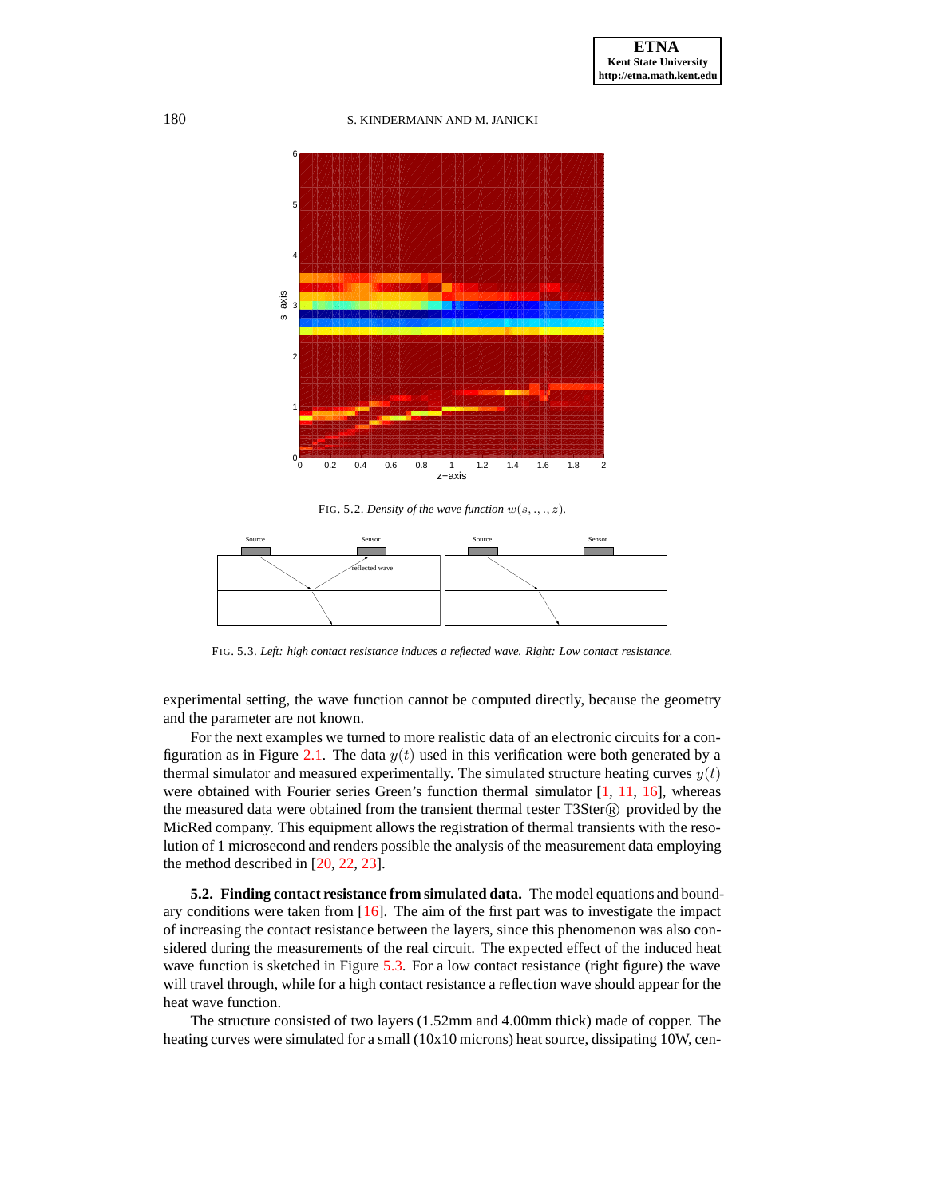FIG. 5.2. *Density of the wave function $w(s,.,.,z)$.*

FIG. 5.3. *Left: high contact resistance induces a reflected wave. Right: Low contact resistance.*

experimental setting, the wave function cannot be computed directly, because the geometry and the parameter are not known.

For the next examples we turned to more realistic data of an electronic circuits for a configuration as in Figure 2.1. The data $y(t)$ used in this verification were both generated by a thermal simulator and measured experimentally. The simulated structure heating curves $y(t)$ were obtained with Fourier series Green's function thermal simulator [1, 11, 16], whereas the measured data were obtained from the transient thermal tester T3Ster® provided by the MicRed company. This equipment allows the registration of thermal transients with the resolution of 1 microsecond and renders possible the analysis of the measurement data employing the method described in [20, 22, 23].

**5.2. Finding contact resistance from simulated data.** The model equations and boundary conditions were taken from [16]. The aim of the first part was to investigate the impact of increasing the contact resistance between the layers, since this phenomenon was also considered during the measurements of the real circuit. The expected effect of the induced heat wave function is sketched in Figure 5.3. For a low contact resistance (right figure) the wave will travel through, while for a high contact resistance a reflection wave should appear for the heat wave function.

The structure consisted of two layers (1.52mm and 4.00mm thick) made of copper. The heating curves were simulated for a small (10x10 microns) heat source, dissipating 10W, cen-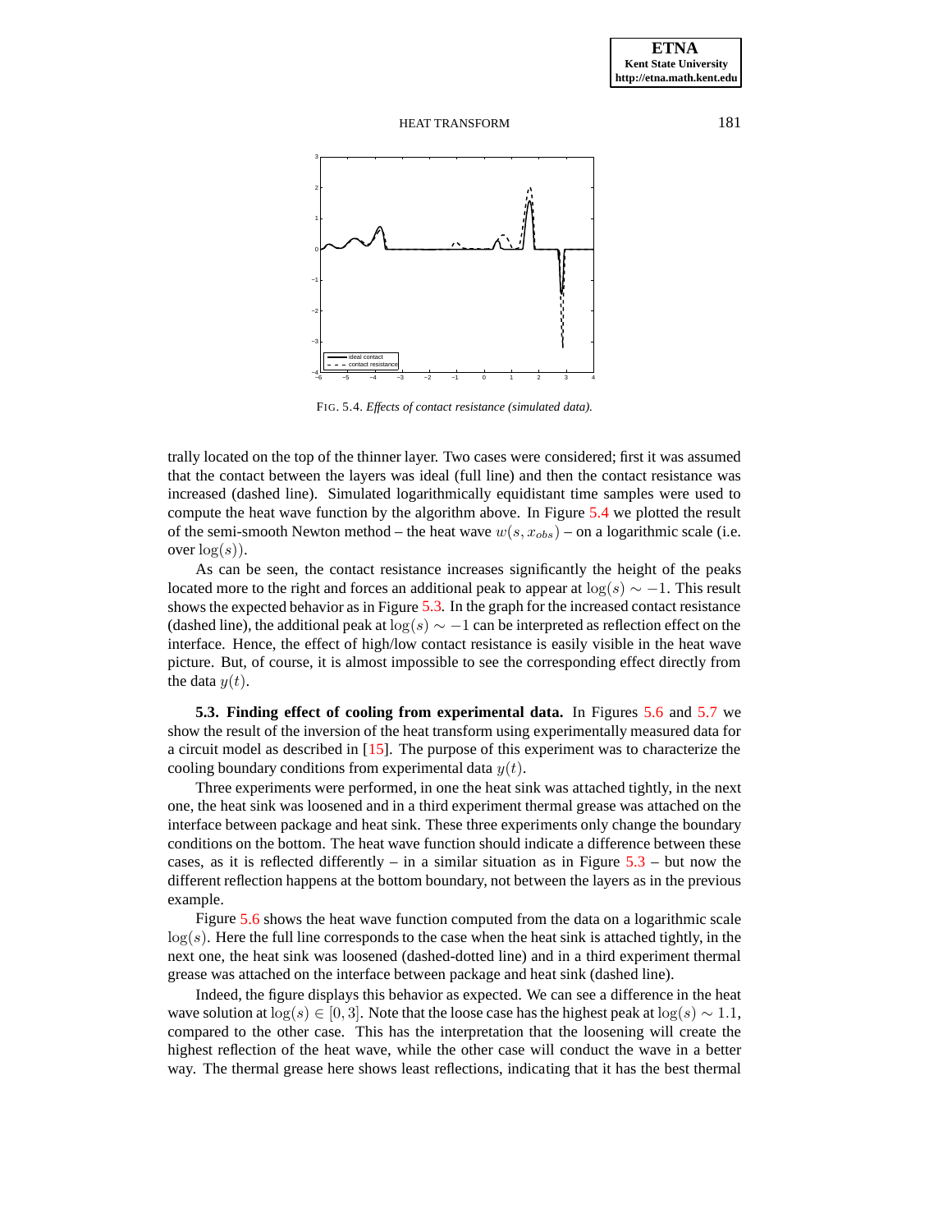FIG. 5.4. *Effects of contact resistance (simulated data).*

trally located on the top of the thinner layer. Two cases were considered; first it was assumed that the contact between the layers was ideal (full line) and then the contact resistance was increased (dashed line). Simulated logarithmically equidistant time samples were used to compute the heat wave function by the algorithm above. In Figure 5.4 we plotted the result of the semi-smooth Newton method – the heat wave $w(s, x_{obs})$ – on a logarithmic scale (i.e. over $\log(s)$).

As can be seen, the contact resistance increases significantly the height of the peaks located more to the right and forces an additional peak to appear at $\log(s) \sim -1$. This result shows the expected behavior as in Figure 5.3. In the graph for the increased contact resistance (dashed line), the additional peak at $\log(s) \sim -1$ can be interpreted as reflection effect on the interface. Hence, the effect of high/low contact resistance is easily visible in the heat wave picture. But, of course, it is almost impossible to see the corresponding effect directly from the data $y(t)$.

**5.3. Finding effect of cooling from experimental data.** In Figures 5.6 and 5.7 we show the result of the inversion of the heat transform using experimentally measured data for a circuit model as described in [15]. The purpose of this experiment was to characterize the cooling boundary conditions from experimental data $y(t)$.

Three experiments were performed, in one the heat sink was attached tightly, in the next one, the heat sink was loosened and in a third experiment thermal grease was attached on the interface between package and heat sink. These three experiments only change the boundary conditions on the bottom. The heat wave function should indicate a difference between these cases, as it is reflected differently – in a similar situation as in Figure 5.3 – but now the different reflection happens at the bottom boundary, not between the layers as in the previous example.

Figure 5.6 shows the heat wave function computed from the data on a logarithmic scale $\log(s)$. Here the full line corresponds to the case when the heat sink is attached tightly, in the next one, the heat sink was loosened (dashed-dotted line) and in a third experiment thermal grease was attached on the interface between package and heat sink (dashed line).

Indeed, the figure displays this behavior as expected. We can see a difference in the heat wave solution at $\log(s) \in [0, 3]$. Note that the loose case has the highest peak at $\log(s) \sim 1.1$, compared to the other case. This has the interpretation that the loosening will create the highest reflection of the heat wave, while the other case will conduct the wave in a better way. The thermal grease here shows least reflections, indicating that it has the best thermal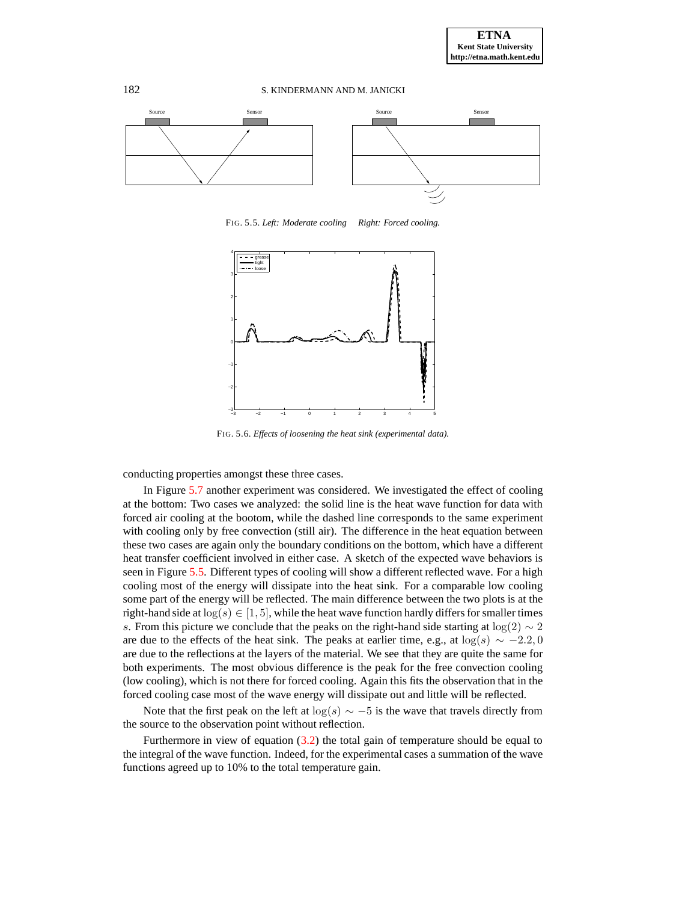FIG. 5.5. *Left: Moderate cooling    Right: Forced cooling.*

FIG. 5.6. *Effects of loosening the heat sink (experimental data).*

conducting properties amongst these three cases.

In Figure 5.7 another experiment was considered. We investigated the effect of cooling at the bottom: Two cases we analyzed: the solid line is the heat wave function for data with forced air cooling at the bootom, while the dashed line corresponds to the same experiment with cooling only by free convection (still air). The difference in the heat equation between these two cases are again only the boundary conditions on the bottom, which have a different heat transfer coefficient involved in either case. A sketch of the expected wave behaviors is seen in Figure 5.5. Different types of cooling will show a different reflected wave. For a high cooling most of the energy will dissipate into the heat sink. For a comparable low cooling some part of the energy will be reflected. The main difference between the two plots is at the right-hand side at $\log(s) \in [1, 5]$, while the heat wave function hardly differs for smaller times $s$. From this picture we conclude that the peaks on the right-hand side starting at $\log(2) \sim 2$ are due to the effects of the heat sink. The peaks at earlier time, e.g., at $\log(s) \sim -2.2, 0$ are due to the reflections at the layers of the material. We see that they are quite the same for both experiments. The most obvious difference is the peak for the free convection cooling (low cooling), which is not there for forced cooling. Again this fits the observation that in the forced cooling case most of the wave energy will dissipate out and little will be reflected.

Note that the first peak on the left at $\log(s) \sim -5$ is the wave that travels directly from the source to the observation point without reflection.

Furthermore in view of equation (3.2) the total gain of temperature should be equal to the integral of the wave function. Indeed, for the experimental cases a summation of the wave functions agreed up to 10% to the total temperature gain.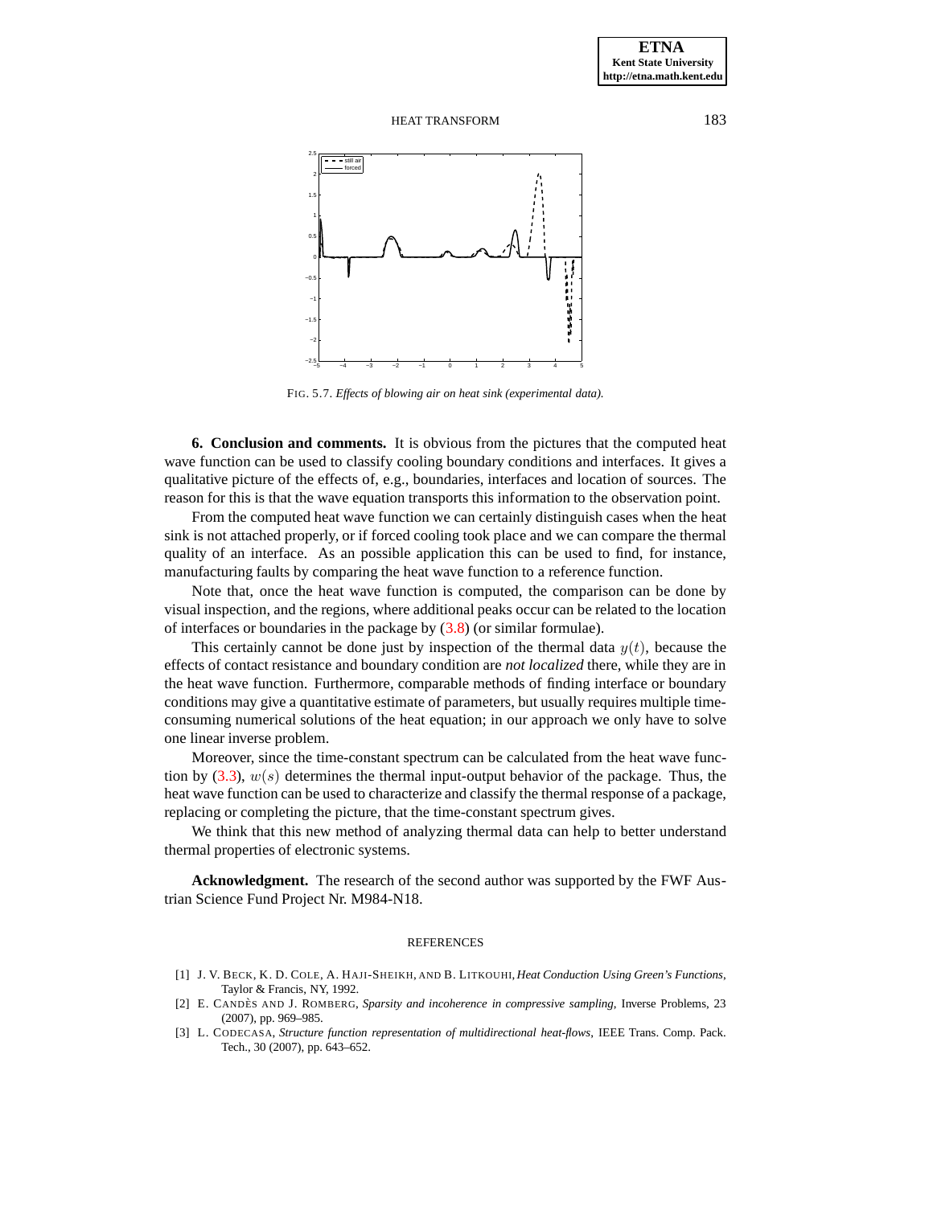FIG. 5.7. *Effects of blowing air on heat sink (experimental data).*

**6. Conclusion and comments.** It is obvious from the pictures that the computed heat wave function can be used to classify cooling boundary conditions and interfaces. It gives a qualitative picture of the effects of, e.g., boundaries, interfaces and location of sources. The reason for this is that the wave equation transports this information to the observation point.

From the computed heat wave function we can certainly distinguish cases when the heat sink is not attached properly, or if forced cooling took place and we can compare the thermal quality of an interface. As an possible application this can be used to find, for instance, manufacturing faults by comparing the heat wave function to a reference function.

Note that, once the heat wave function is computed, the comparison can be done by visual inspection, and the regions, where additional peaks occur can be related to the location of interfaces or boundaries in the package by (3.8) (or similar formulae).

This certainly cannot be done just by inspection of the thermal data $y(t)$, because the effects of contact resistance and boundary condition are *not localized* there, while they are in the heat wave function. Furthermore, comparable methods of finding interface or boundary conditions may give a quantitative estimate of parameters, but usually requires multiple time-consuming numerical solutions of the heat equation; in our approach we only have to solve one linear inverse problem.

Moreover, since the time-constant spectrum can be calculated from the heat wave function by (3.3), $w(s)$ determines the thermal input-output behavior of the package. Thus, the heat wave function can be used to characterize and classify the thermal response of a package, replacing or completing the picture, that the time-constant spectrum gives.

We think that this new method of analyzing thermal data can help to better understand thermal properties of electronic systems.

**Acknowledgment.** The research of the second author was supported by the FWF Austrian Science Fund Project Nr. M984-N18.

## REFERENCES

[1] J. V. BECK, K. D. COLE, A. HAJI-SHEIKH, AND B. LITKOUHI, *Heat Conduction Using Green's Functions*, Taylor & Francis, NY, 1992.

[2] E. CANDÈS AND J. ROMBERG, *Sparsity and incoherence in compressive sampling*, Inverse Problems, 23 (2007), pp. 969–985.

[3] L. CODECASA, *Structure function representation of multidirectional heat-flows*, IEEE Trans. Comp. Pack. Tech., 30 (2007), pp. 643–652.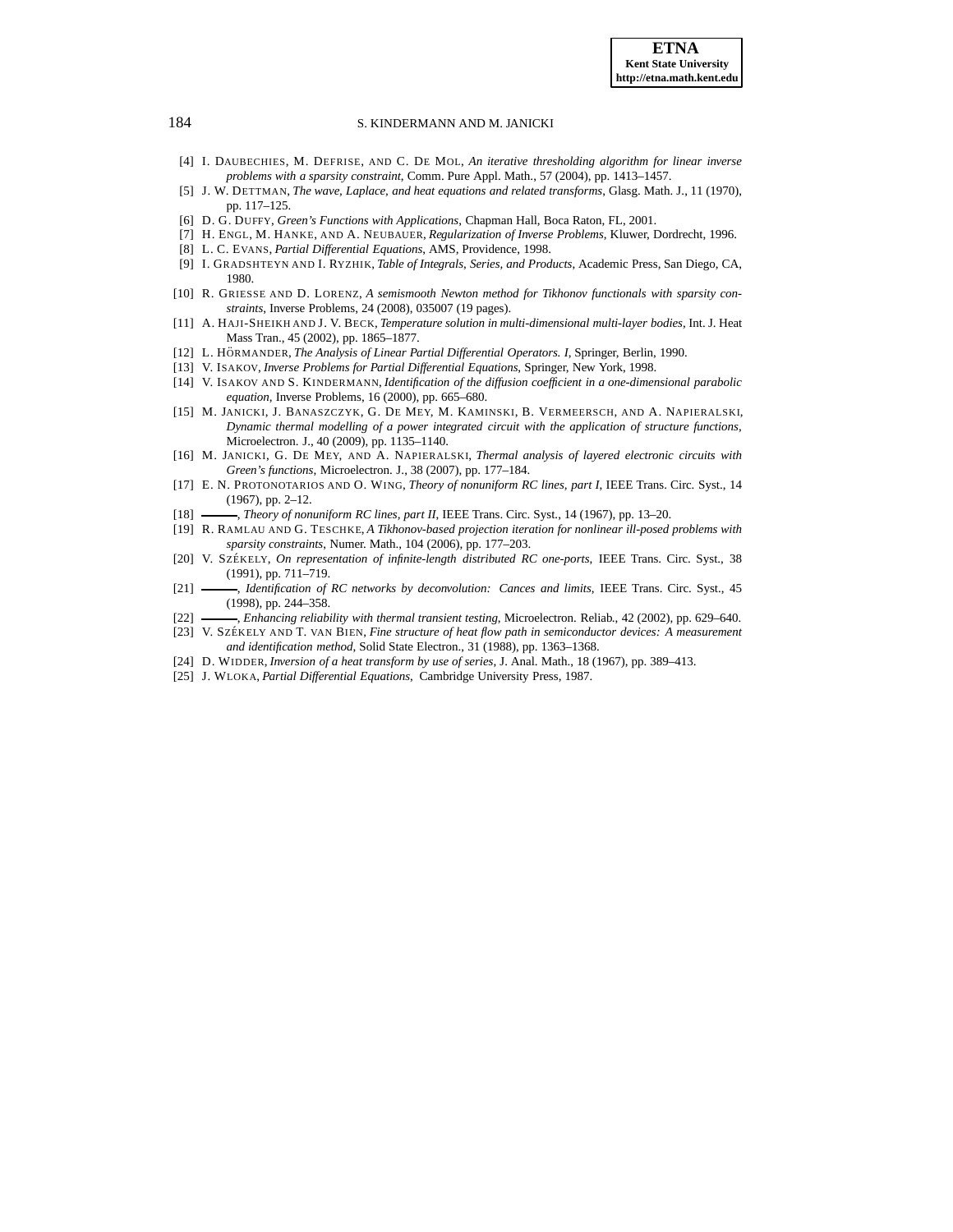[4] I. Daubechies, M. Defrise, and C. De Mol, *An iterative thresholding algorithm for linear inverse problems with a sparsity constraint*, Comm. Pure Appl. Math., 57 (2004), pp. 1413–1457.

[5] J. W. Dettman, *The wave, Laplace, and heat equations and related transforms*, Glasg. Math. J., 11 (1970), pp. 117–125.

[6] D. G. Duffy, *Green's Functions with Applications*, Chapman Hall, Boca Raton, FL, 2001.

[7] H. Engl, M. Hanke, and A. Neubauer, *Regularization of Inverse Problems*, Kluwer, Dordrecht, 1996.

[8] L. C. Evans, *Partial Differential Equations*, AMS, Providence, 1998.

[9] I. Gradshteyn and I. Ryzhik, *Table of Integrals, Series, and Products*, Academic Press, San Diego, CA, 1980.

[10] R. Griesse and D. Lorenz, *A semismooth Newton method for Tikhonov functionals with sparsity constraints*, Inverse Problems, 24 (2008), 035007 (19 pages).

[11] A. Haji-Sheikh and J. V. Beck, *Temperature solution in multi-dimensional multi-layer bodies*, Int. J. Heat Mass Tran., 45 (2002), pp. 1865–1877.

[12] L. Hörmander, *The Analysis of Linear Partial Differential Operators. I*, Springer, Berlin, 1990.

[13] V. Isakov, *Inverse Problems for Partial Differential Equations*, Springer, New York, 1998.

[14] V. Isakov and S. Kindermann, *Identification of the diffusion coefficient in a one-dimensional parabolic equation*, Inverse Problems, 16 (2000), pp. 665–680.

[15] M. Janicki, J. Banaszczyk, G. De Mey, M. Kaminski, B. Vermeersch, and A. Napieralski, *Dynamic thermal modelling of a power integrated circuit with the application of structure functions*, Microelectron. J., 40 (2009), pp. 1135–1140.

[16] M. Janicki, G. De Mey, and A. Napieralski, *Thermal analysis of layered electronic circuits with Green's functions*, Microelectron. J., 38 (2007), pp. 177–184.

[17] E. N. Protonotarios and O. Wing, *Theory of nonuniform RC lines, part I*, IEEE Trans. Circ. Syst., 14 (1967), pp. 2–12.

[18] ———, *Theory of nonuniform RC lines, part II*, IEEE Trans. Circ. Syst., 14 (1967), pp. 13–20.

[19] R. Ramlau and G. Teschke, *A Tikhonov-based projection iteration for nonlinear ill-posed problems with sparsity constraints*, Numer. Math., 104 (2006), pp. 177–203.

[20] V. Székely, *On representation of infinite-length distributed RC one-ports*, IEEE Trans. Circ. Syst., 38 (1991), pp. 711–719.

[21] ———, *Identification of RC networks by deconvolution: Cances and limits*, IEEE Trans. Circ. Syst., 45 (1998), pp. 244–358.

[22] ———, *Enhancing reliability with thermal transient testing*, Microelectron. Reliab., 42 (2002), pp. 629–640.

[23] V. Székely and T. van Bien, *Fine structure of heat flow path in semiconductor devices: A measurement and identification method*, Solid State Electron., 31 (1988), pp. 1363–1368.

[24] D. Widder, *Inversion of a heat transform by use of series*, J. Anal. Math., 18 (1967), pp. 389–413.

[25] J. Wloka, *Partial Differential Equations*, Cambridge University Press, 1987.